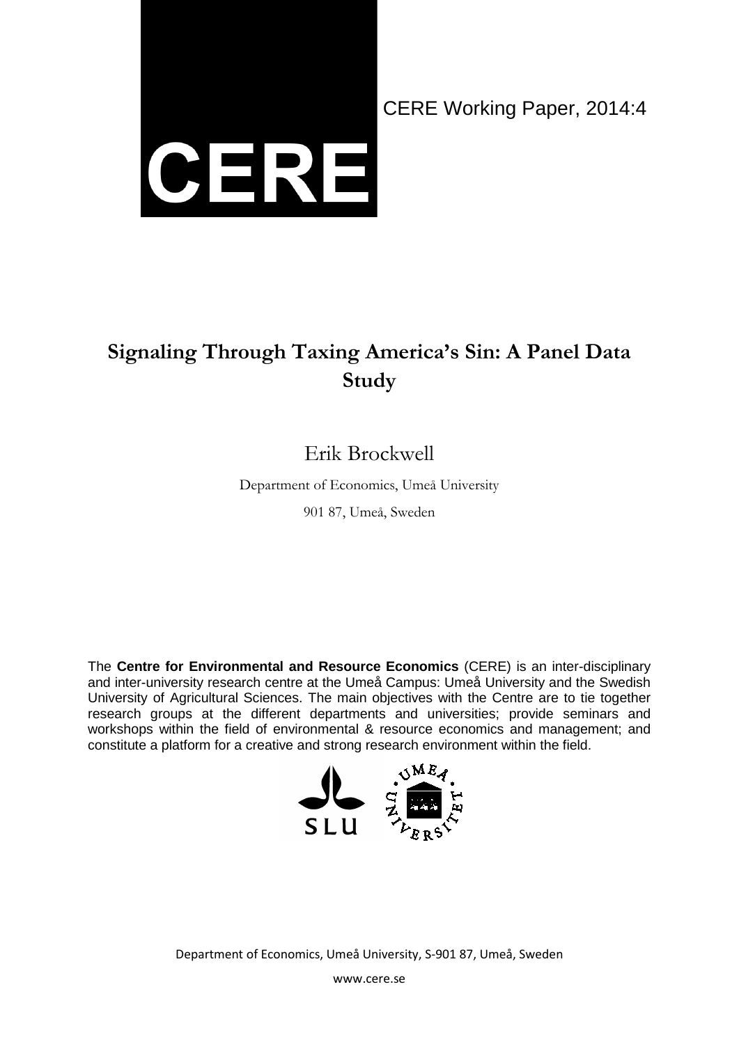CERE

CERE Working Paper, 2014:4

# Signaling Through Taxing America's Sin: A Panel Data Study

Erik Brockwell

Department of Economics, Umeå University

901 87, Umeå, Sweden

The **Centre for Environmental and Resource Economics** (CERE) is an inter-disciplinary and inter-university research centre at the Umeå Campus: Umeå University and the Swedish University of Agricultural Sciences. The main objectives with the Centre are to tie together research groups at the different departments and universities; provide seminars and workshops within the field of environmental & resource economics and management; and constitute a platform for a creative and strong research environment within the field.

Department of Economics, Umeå University, S-901 87, Umeå, Sweden

www.cere.se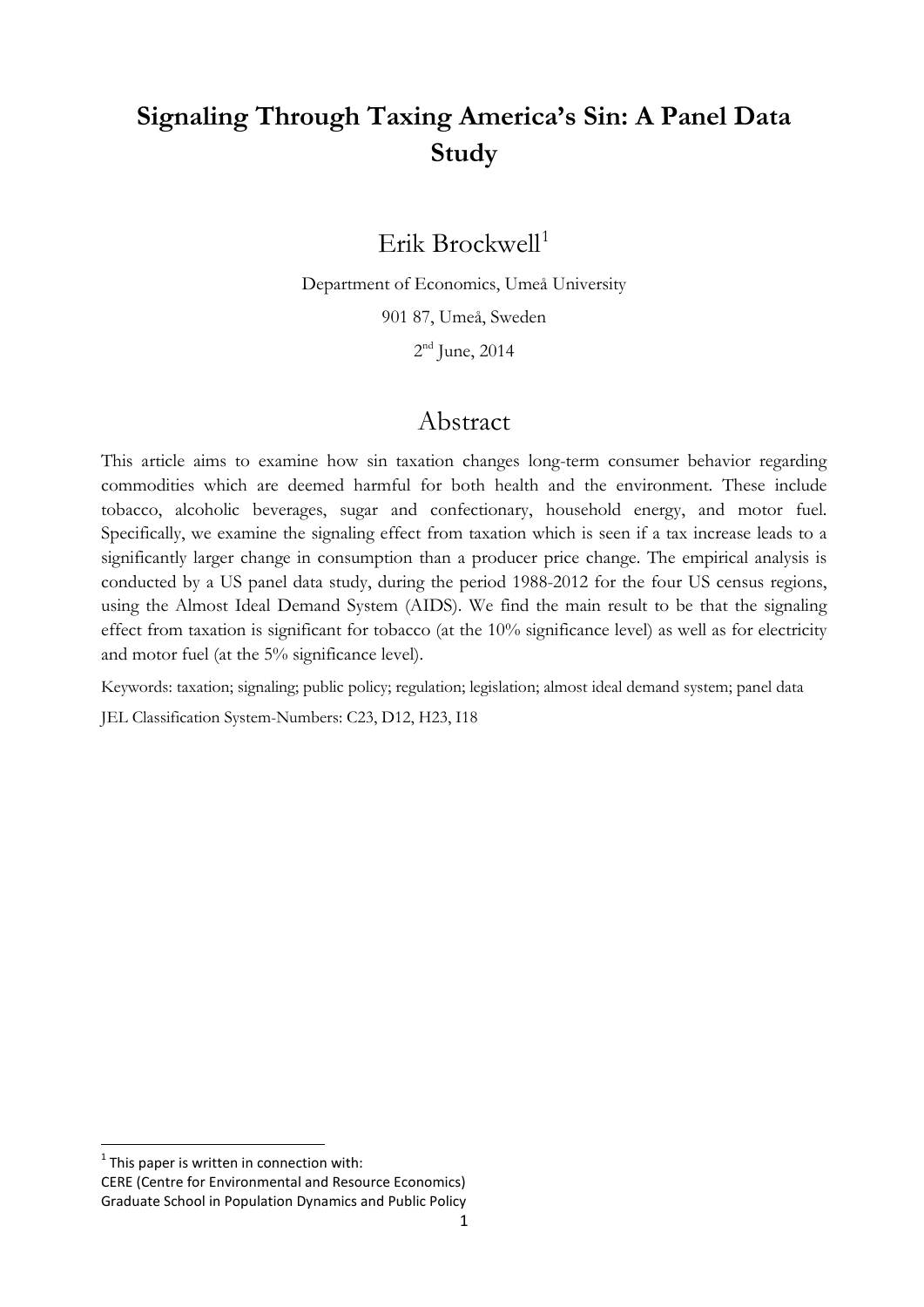# Signaling Through Taxing America's Sin: A Panel Data Study

## Erik Brockwell[1]

Department of Economics, Umeå University

901 87, Umeå, Sweden

2[nd] June, 2014

## Abstract

This article aims to examine how sin taxation changes long-term consumer behavior regarding commodities which are deemed harmful for both health and the environment. These include tobacco, alcoholic beverages, sugar and confectionary, household energy, and motor fuel. Specifically, we examine the signaling effect from taxation which is seen if a tax increase leads to a significantly larger change in consumption than a producer price change. The empirical analysis is conducted by a US panel data study, during the period 1988-2012 for the four US census regions, using the Almost Ideal Demand System (AIDS). We find the main result to be that the signaling effect from taxation is significant for tobacco (at the 10% significance level) as well as for electricity and motor fuel (at the 5% significance level).

Keywords: taxation; signaling; public policy; regulation; legislation; almost ideal demand system; panel data

JEL Classification System-Numbers: C23, D12, H23, I18

---

[1] This paper is written in connection with:
CERE (Centre for Environmental and Resource Economics)
Graduate School in Population Dynamics and Public Policy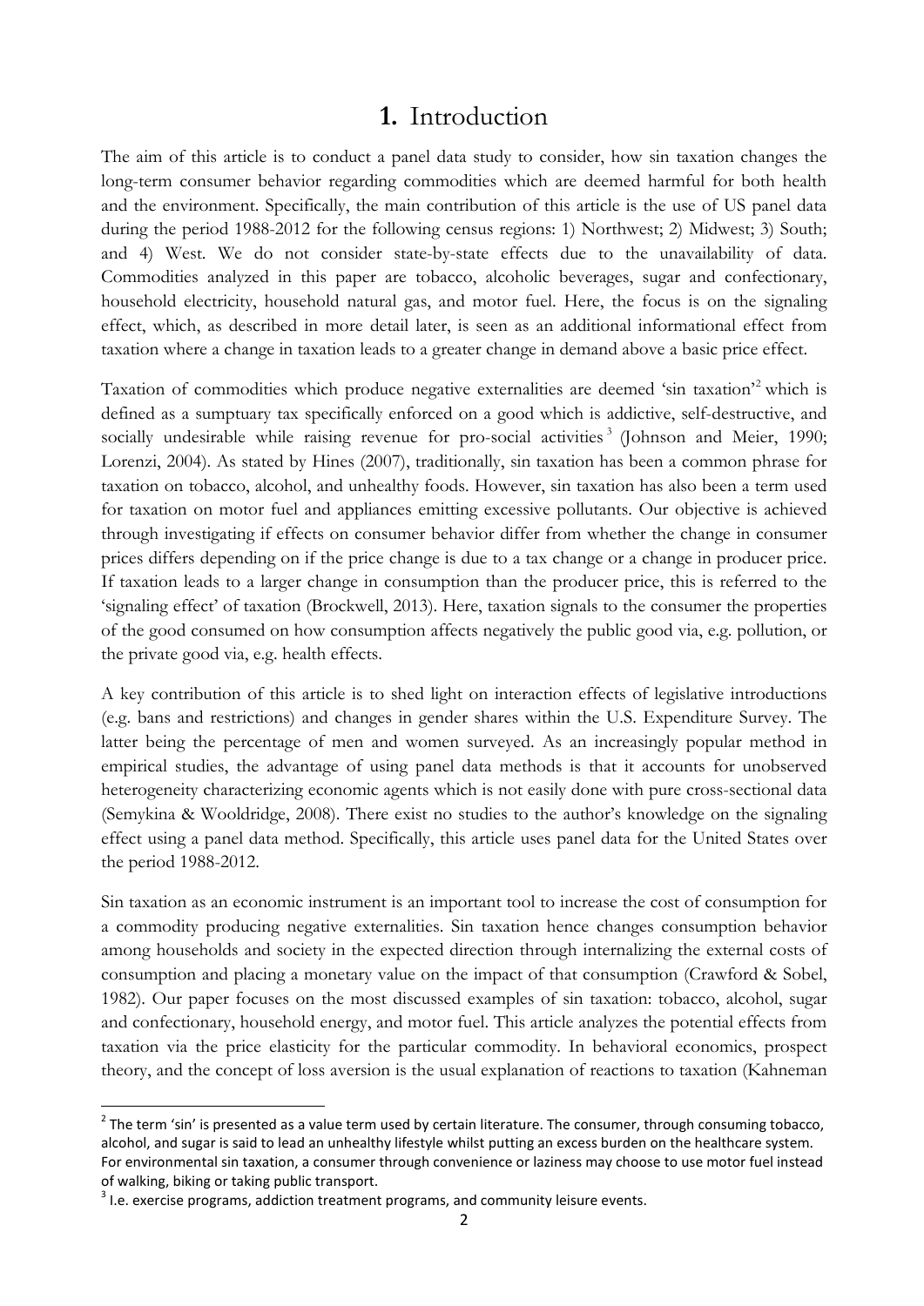# **1.** Introduction

The aim of this article is to conduct a panel data study to consider, how sin taxation changes the long-term consumer behavior regarding commodities which are deemed harmful for both health and the environment. Specifically, the main contribution of this article is the use of US panel data during the period 1988-2012 for the following census regions: 1) Northwest; 2) Midwest; 3) South; and 4) West. We do not consider state-by-state effects due to the unavailability of data. Commodities analyzed in this paper are tobacco, alcoholic beverages, sugar and confectionary, household electricity, household natural gas, and motor fuel. Here, the focus is on the signaling effect, which, as described in more detail later, is seen as an additional informational effect from taxation where a change in taxation leads to a greater change in demand above a basic price effect.

Taxation of commodities which produce negative externalities are deemed 'sin taxation'[2] which is defined as a sumptuary tax specifically enforced on a good which is addictive, self-destructive, and socially undesirable while raising revenue for pro-social activities[3] (Johnson and Meier, 1990; Lorenzi, 2004). As stated by Hines (2007), traditionally, sin taxation has been a common phrase for taxation on tobacco, alcohol, and unhealthy foods. However, sin taxation has also been a term used for taxation on motor fuel and appliances emitting excessive pollutants. Our objective is achieved through investigating if effects on consumer behavior differ from whether the change in consumer prices differs depending on if the price change is due to a tax change or a change in producer price. If taxation leads to a larger change in consumption than the producer price, this is referred to the 'signaling effect' of taxation (Brockwell, 2013). Here, taxation signals to the consumer the properties of the good consumed on how consumption affects negatively the public good via, e.g. pollution, or the private good via, e.g. health effects.

A key contribution of this article is to shed light on interaction effects of legislative introductions (e.g. bans and restrictions) and changes in gender shares within the U.S. Expenditure Survey. The latter being the percentage of men and women surveyed. As an increasingly popular method in empirical studies, the advantage of using panel data methods is that it accounts for unobserved heterogeneity characterizing economic agents which is not easily done with pure cross-sectional data (Semykina & Wooldridge, 2008). There exist no studies to the author's knowledge on the signaling effect using a panel data method. Specifically, this article uses panel data for the United States over the period 1988-2012.

Sin taxation as an economic instrument is an important tool to increase the cost of consumption for a commodity producing negative externalities. Sin taxation hence changes consumption behavior among households and society in the expected direction through internalizing the external costs of consumption and placing a monetary value on the impact of that consumption (Crawford & Sobel, 1982). Our paper focuses on the most discussed examples of sin taxation: tobacco, alcohol, sugar and confectionary, household energy, and motor fuel. This article analyzes the potential effects from taxation via the price elasticity for the particular commodity. In behavioral economics, prospect theory, and the concept of loss aversion is the usual explanation of reactions to taxation (Kahneman

---

[2] The term 'sin' is presented as a value term used by certain literature. The consumer, through consuming tobacco, alcohol, and sugar is said to lead an unhealthy lifestyle whilst putting an excess burden on the healthcare system. For environmental sin taxation, a consumer through convenience or laziness may choose to use motor fuel instead of walking, biking or taking public transport.

[3] I.e. exercise programs, addiction treatment programs, and community leisure events.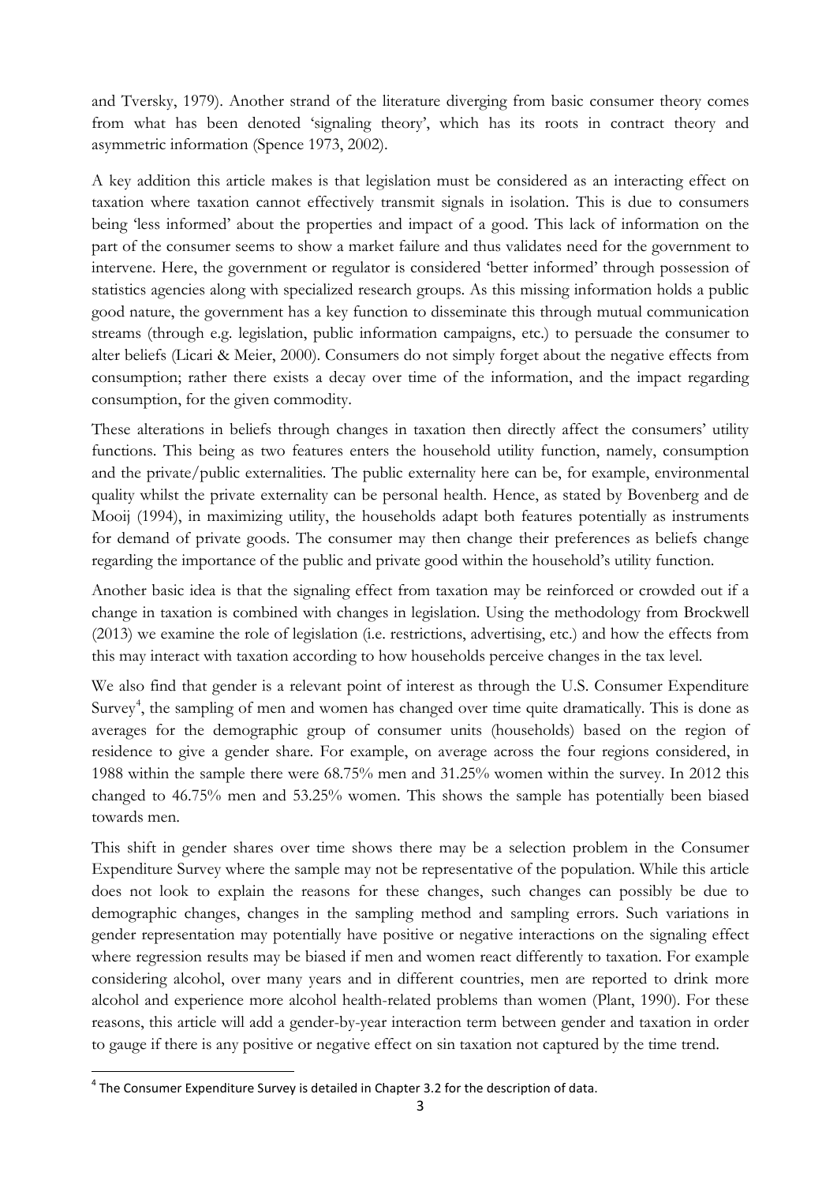and Tversky, 1979). Another strand of the literature diverging from basic consumer theory comes from what has been denoted 'signaling theory', which has its roots in contract theory and asymmetric information (Spence 1973, 2002).

A key addition this article makes is that legislation must be considered as an interacting effect on taxation where taxation cannot effectively transmit signals in isolation. This is due to consumers being 'less informed' about the properties and impact of a good. This lack of information on the part of the consumer seems to show a market failure and thus validates need for the government to intervene. Here, the government or regulator is considered 'better informed' through possession of statistics agencies along with specialized research groups. As this missing information holds a public good nature, the government has a key function to disseminate this through mutual communication streams (through e.g. legislation, public information campaigns, etc.) to persuade the consumer to alter beliefs (Licari & Meier, 2000). Consumers do not simply forget about the negative effects from consumption; rather there exists a decay over time of the information, and the impact regarding consumption, for the given commodity.

These alterations in beliefs through changes in taxation then directly affect the consumers' utility functions. This being as two features enters the household utility function, namely, consumption and the private/public externalities. The public externality here can be, for example, environmental quality whilst the private externality can be personal health. Hence, as stated by Bovenberg and de Mooij (1994), in maximizing utility, the households adapt both features potentially as instruments for demand of private goods. The consumer may then change their preferences as beliefs change regarding the importance of the public and private good within the household's utility function.

Another basic idea is that the signaling effect from taxation may be reinforced or crowded out if a change in taxation is combined with changes in legislation. Using the methodology from Brockwell (2013) we examine the role of legislation (i.e. restrictions, advertising, etc.) and how the effects from this may interact with taxation according to how households perceive changes in the tax level.

We also find that gender is a relevant point of interest as through the U.S. Consumer Expenditure Survey[4], the sampling of men and women has changed over time quite dramatically. This is done as averages for the demographic group of consumer units (households) based on the region of residence to give a gender share. For example, on average across the four regions considered, in 1988 within the sample there were 68.75% men and 31.25% women within the survey. In 2012 this changed to 46.75% men and 53.25% women. This shows the sample has potentially been biased towards men.

This shift in gender shares over time shows there may be a selection problem in the Consumer Expenditure Survey where the sample may not be representative of the population. While this article does not look to explain the reasons for these changes, such changes can possibly be due to demographic changes, changes in the sampling method and sampling errors. Such variations in gender representation may potentially have positive or negative interactions on the signaling effect where regression results may be biased if men and women react differently to taxation. For example considering alcohol, over many years and in different countries, men are reported to drink more alcohol and experience more alcohol health-related problems than women (Plant, 1990). For these reasons, this article will add a gender-by-year interaction term between gender and taxation in order to gauge if there is any positive or negative effect on sin taxation not captured by the time trend.

[4] The Consumer Expenditure Survey is detailed in Chapter 3.2 for the description of data.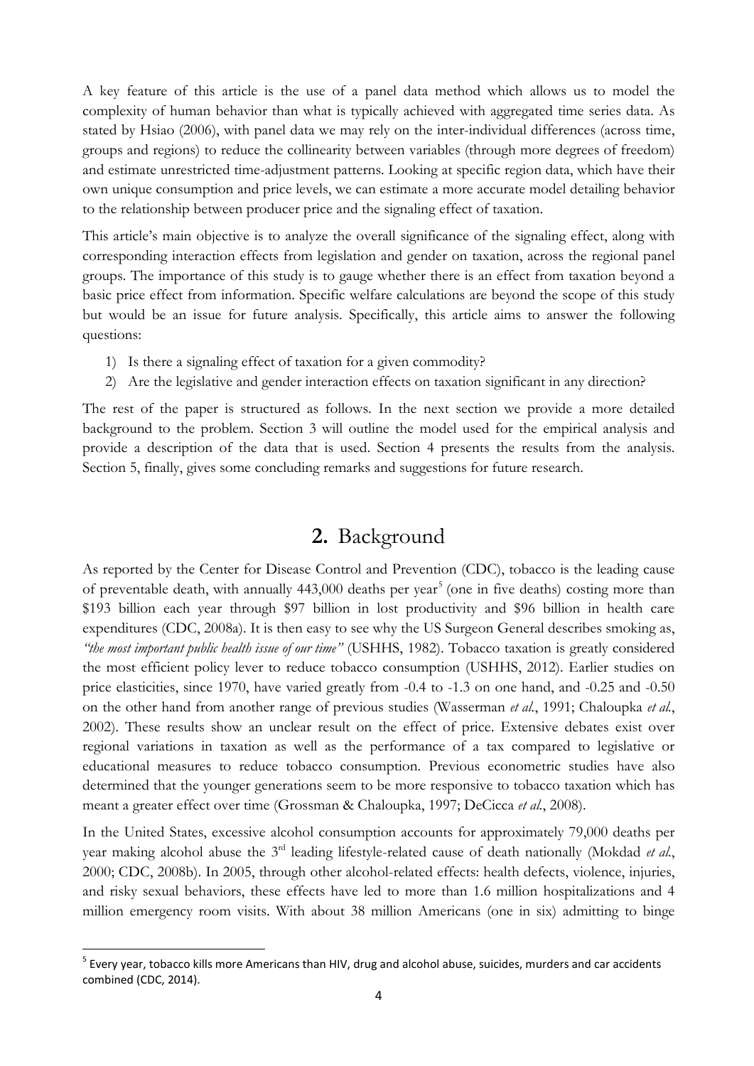A key feature of this article is the use of a panel data method which allows us to model the complexity of human behavior than what is typically achieved with aggregated time series data. As stated by Hsiao (2006), with panel data we may rely on the inter-individual differences (across time, groups and regions) to reduce the collinearity between variables (through more degrees of freedom) and estimate unrestricted time-adjustment patterns. Looking at specific region data, which have their own unique consumption and price levels, we can estimate a more accurate model detailing behavior to the relationship between producer price and the signaling effect of taxation.

This article's main objective is to analyze the overall significance of the signaling effect, along with corresponding interaction effects from legislation and gender on taxation, across the regional panel groups. The importance of this study is to gauge whether there is an effect from taxation beyond a basic price effect from information. Specific welfare calculations are beyond the scope of this study but would be an issue for future analysis. Specifically, this article aims to answer the following questions:

1) Is there a signaling effect of taxation for a given commodity?
2) Are the legislative and gender interaction effects on taxation significant in any direction?

The rest of the paper is structured as follows. In the next section we provide a more detailed background to the problem. Section 3 will outline the model used for the empirical analysis and provide a description of the data that is used. Section 4 presents the results from the analysis. Section 5, finally, gives some concluding remarks and suggestions for future research.

## **2.** Background

As reported by the Center for Disease Control and Prevention (CDC), tobacco is the leading cause of preventable death, with annually 443,000 deaths per year[5] (one in five deaths) costing more than \$193 billion each year through \$97 billion in lost productivity and \$96 billion in health care expenditures (CDC, 2008a). It is then easy to see why the US Surgeon General describes smoking as, *"the most important public health issue of our time"* (USHHS, 1982). Tobacco taxation is greatly considered the most efficient policy lever to reduce tobacco consumption (USHHS, 2012). Earlier studies on price elasticities, since 1970, have varied greatly from -0.4 to -1.3 on one hand, and -0.25 and -0.50 on the other hand from another range of previous studies (Wasserman *et al.*, 1991; Chaloupka *et al.*, 2002). These results show an unclear result on the effect of price. Extensive debates exist over regional variations in taxation as well as the performance of a tax compared to legislative or educational measures to reduce tobacco consumption. Previous econometric studies have also determined that the younger generations seem to be more responsive to tobacco taxation which has meant a greater effect over time (Grossman & Chaloupka, 1997; DeCicca *et al.*, 2008).

In the United States, excessive alcohol consumption accounts for approximately 79,000 deaths per year making alcohol abuse the 3rd leading lifestyle-related cause of death nationally (Mokdad *et al.*, 2000; CDC, 2008b). In 2005, through other alcohol-related effects: health defects, violence, injuries, and risky sexual behaviors, these effects have led to more than 1.6 million hospitalizations and 4 million emergency room visits. With about 38 million Americans (one in six) admitting to binge

[5] Every year, tobacco kills more Americans than HIV, drug and alcohol abuse, suicides, murders and car accidents combined (CDC, 2014).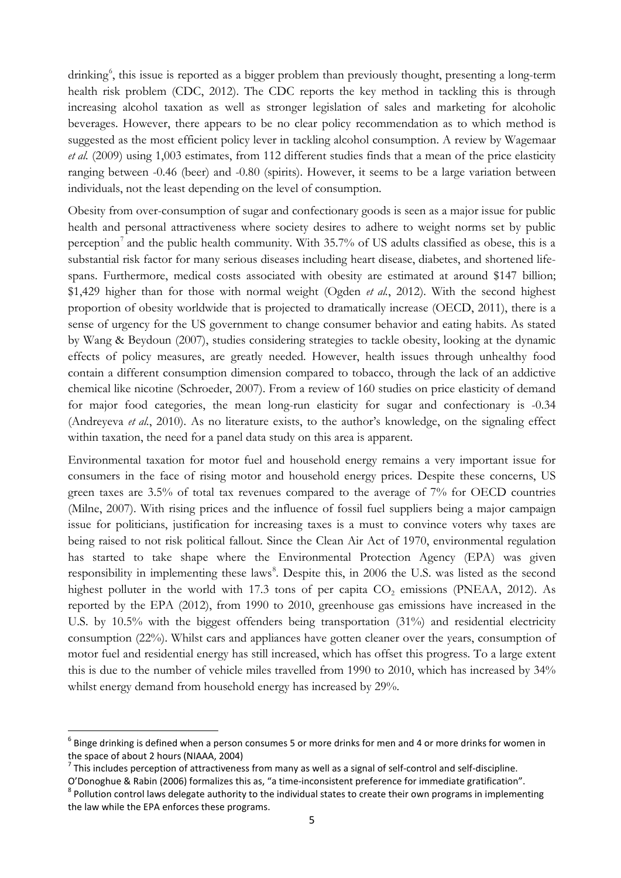drinking[6], this issue is reported as a bigger problem than previously thought, presenting a long-term health risk problem (CDC, 2012). The CDC reports the key method in tackling this is through increasing alcohol taxation as well as stronger legislation of sales and marketing for alcoholic beverages. However, there appears to be no clear policy recommendation as to which method is suggested as the most efficient policy lever in tackling alcohol consumption. A review by Wagemaar *et al.* (2009) using 1,003 estimates, from 112 different studies finds that a mean of the price elasticity ranging between -0.46 (beer) and -0.80 (spirits). However, it seems to be a large variation between individuals, not the least depending on the level of consumption.

Obesity from over-consumption of sugar and confectionary goods is seen as a major issue for public health and personal attractiveness where society desires to adhere to weight norms set by public perception[7] and the public health community. With 35.7% of US adults classified as obese, this is a substantial risk factor for many serious diseases including heart disease, diabetes, and shortened life-spans. Furthermore, medical costs associated with obesity are estimated at around $147 billion; $1,429 higher than for those with normal weight (Ogden *et al.*, 2012). With the second highest proportion of obesity worldwide that is projected to dramatically increase (OECD, 2011), there is a sense of urgency for the US government to change consumer behavior and eating habits. As stated by Wang & Beydoun (2007), studies considering strategies to tackle obesity, looking at the dynamic effects of policy measures, are greatly needed. However, health issues through unhealthy food contain a different consumption dimension compared to tobacco, through the lack of an addictive chemical like nicotine (Schroeder, 2007). From a review of 160 studies on price elasticity of demand for major food categories, the mean long-run elasticity for sugar and confectionary is -0.34 (Andreyeva *et al.*, 2010). As no literature exists, to the author's knowledge, on the signaling effect within taxation, the need for a panel data study on this area is apparent.

Environmental taxation for motor fuel and household energy remains a very important issue for consumers in the face of rising motor and household energy prices. Despite these concerns, US green taxes are 3.5% of total tax revenues compared to the average of 7% for OECD countries (Milne, 2007). With rising prices and the influence of fossil fuel suppliers being a major campaign issue for politicians, justification for increasing taxes is a must to convince voters why taxes are being raised to not risk political fallout. Since the Clean Air Act of 1970, environmental regulation has started to take shape where the Environmental Protection Agency (EPA) was given responsibility in implementing these laws[8]. Despite this, in 2006 the U.S. was listed as the second highest polluter in the world with 17.3 tons of per capita $CO_2$ emissions (PNEAA, 2012). As reported by the EPA (2012), from 1990 to 2010, greenhouse gas emissions have increased in the U.S. by 10.5% with the biggest offenders being transportation (31%) and residential electricity consumption (22%). Whilst cars and appliances have gotten cleaner over the years, consumption of motor fuel and residential energy has still increased, which has offset this progress. To a large extent this is due to the number of vehicle miles travelled from 1990 to 2010, which has increased by 34% whilst energy demand from household energy has increased by 29%.

---

[6] Binge drinking is defined when a person consumes 5 or more drinks for men and 4 or more drinks for women in the space of about 2 hours (NIAAA, 2004)

[7] This includes perception of attractiveness from many as well as a signal of self-control and self-discipline. O'Donoghue & Rabin (2006) formalizes this as, "a time-inconsistent preference for immediate gratification".

[8] Pollution control laws delegate authority to the individual states to create their own programs in implementing the law while the EPA enforces these programs.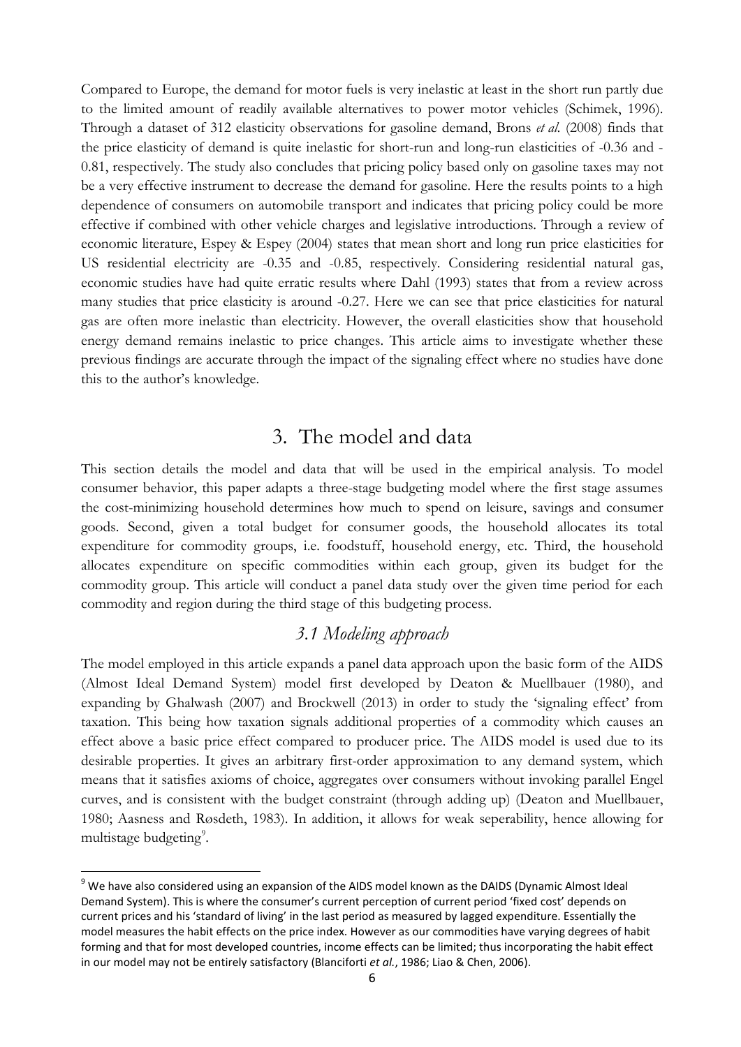Compared to Europe, the demand for motor fuels is very inelastic at least in the short run partly due to the limited amount of readily available alternatives to power motor vehicles (Schimek, 1996). Through a dataset of 312 elasticity observations for gasoline demand, Brons *et al.* (2008) finds that the price elasticity of demand is quite inelastic for short-run and long-run elasticities of -0.36 and -0.81, respectively. The study also concludes that pricing policy based only on gasoline taxes may not be a very effective instrument to decrease the demand for gasoline. Here the results points to a high dependence of consumers on automobile transport and indicates that pricing policy could be more effective if combined with other vehicle charges and legislative introductions. Through a review of economic literature, Espey & Espey (2004) states that mean short and long run price elasticities for US residential electricity are -0.35 and -0.85, respectively. Considering residential natural gas, economic studies have had quite erratic results where Dahl (1993) states that from a review across many studies that price elasticity is around -0.27. Here we can see that price elasticities for natural gas are often more inelastic than electricity. However, the overall elasticities show that household energy demand remains inelastic to price changes. This article aims to investigate whether these previous findings are accurate through the impact of the signaling effect where no studies have done this to the author's knowledge.

# 3. The model and data

This section details the model and data that will be used in the empirical analysis. To model consumer behavior, this paper adapts a three-stage budgeting model where the first stage assumes the cost-minimizing household determines how much to spend on leisure, savings and consumer goods. Second, given a total budget for consumer goods, the household allocates its total expenditure for commodity groups, i.e. foodstuff, household energy, etc. Third, the household allocates expenditure on specific commodities within each group, given its budget for the commodity group. This article will conduct a panel data study over the given time period for each commodity and region during the third stage of this budgeting process.

## *3.1 Modeling approach*

The model employed in this article expands a panel data approach upon the basic form of the AIDS (Almost Ideal Demand System) model first developed by Deaton & Muellbauer (1980), and expanding by Ghalwash (2007) and Brockwell (2013) in order to study the 'signaling effect' from taxation. This being how taxation signals additional properties of a commodity which causes an effect above a basic price effect compared to producer price. The AIDS model is used due to its desirable properties. It gives an arbitrary first-order approximation to any demand system, which means that it satisfies axioms of choice, aggregates over consumers without invoking parallel Engel curves, and is consistent with the budget constraint (through adding up) (Deaton and Muellbauer, 1980; Aasness and Røsdeth, 1983). In addition, it allows for weak seperability, hence allowing for multistage budgeting[9].

[9] We have also considered using an expansion of the AIDS model known as the DAIDS (Dynamic Almost Ideal Demand System). This is where the consumer's current perception of current period 'fixed cost' depends on current prices and his 'standard of living' in the last period as measured by lagged expenditure. Essentially the model measures the habit effects on the price index. However as our commodities have varying degrees of habit forming and that for most developed countries, income effects can be limited; thus incorporating the habit effect in our model may not be entirely satisfactory (Blanciforti *et al.*, 1986; Liao & Chen, 2006).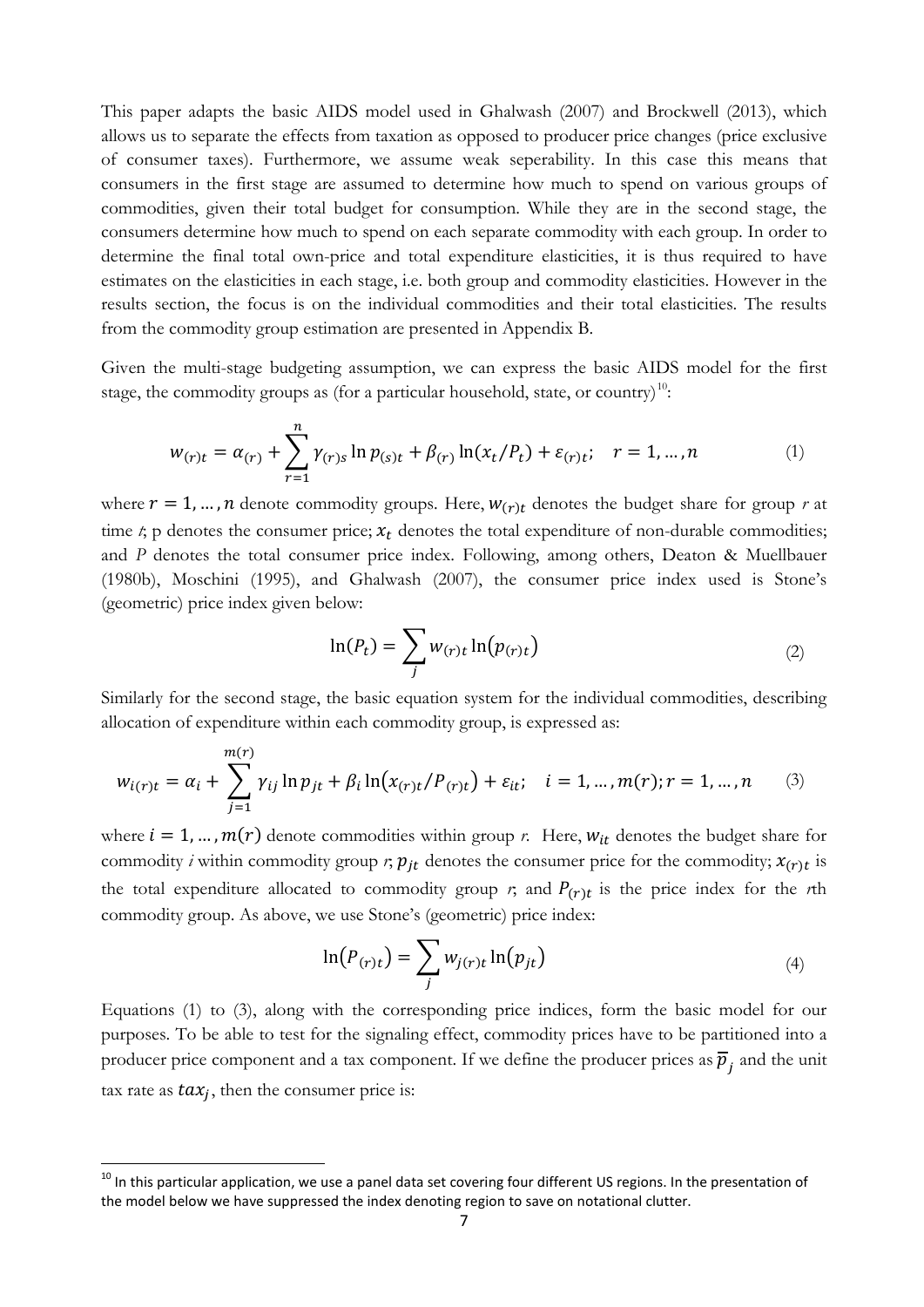This paper adapts the basic AIDS model used in Ghalwash (2007) and Brockwell (2013), which allows us to separate the effects from taxation as opposed to producer price changes (price exclusive of consumer taxes). Furthermore, we assume weak seperability. In this case this means that consumers in the first stage are assumed to determine how much to spend on various groups of commodities, given their total budget for consumption. While they are in the second stage, the consumers determine how much to spend on each separate commodity with each group. In order to determine the final total own-price and total expenditure elasticities, it is thus required to have estimates on the elasticities in each stage, i.e. both group and commodity elasticities. However in the results section, the focus is on the individual commodities and their total elasticities. The results from the commodity group estimation are presented in Appendix B.

Given the multi-stage budgeting assumption, we can express the basic AIDS model for the first stage, the commodity groups as (for a particular household, state, or country)[10]:

$$w_{(r)t} = \alpha_{(r)} + \sum_{r=1}^{n} \gamma_{(r)s} \ln p_{(s)t} + \beta_{(r)} \ln(x_t/P_t) + \varepsilon_{(r)t}; \quad r = 1, \dots, n \tag{1}$$

where $r = 1, \dots, n$ denote commodity groups. Here, $w_{(r)t}$ denotes the budget share for group *r* at time *t*; p denotes the consumer price; $x_t$ denotes the total expenditure of non-durable commodities; and *P* denotes the total consumer price index. Following, among others, Deaton & Muellbauer (1980b), Moschini (1995), and Ghalwash (2007), the consumer price index used is Stone's (geometric) price index given below:

$$\ln(P_t) = \sum_j w_{(r)t} \ln\left(p_{(r)t}\right) \tag{2}$$

Similarly for the second stage, the basic equation system for the individual commodities, describing allocation of expenditure within each commodity group, is expressed as:

$$w_{i(r)t} = \alpha_i + \sum_{j=1}^{m(r)} \gamma_{ij} \ln p_{jt} + \beta_i \ln\left(x_{(r)t}/P_{(r)t}\right) + \varepsilon_{it}; \quad i = 1, \dots, m(r); r = 1, \dots, n \tag{3}$$

where $i = 1, \dots, m(r)$ denote commodities within group *r*. Here, $w_{it}$ denotes the budget share for commodity *i* within commodity group *r*; $p_{jt}$ denotes the consumer price for the commodity; $x_{(r)t}$ is the total expenditure allocated to commodity group *r*; and $P_{(r)t}$ is the price index for the *r*th commodity group. As above, we use Stone's (geometric) price index:

$$\ln\left(P_{(r)t}\right) = \sum_j w_{j(r)t} \ln\left(p_{jt}\right) \tag{4}$$

Equations (1) to (3), along with the corresponding price indices, form the basic model for our purposes. To be able to test for the signaling effect, commodity prices have to be partitioned into a producer price component and a tax component. If we define the producer prices as $\overline{p}_j$ and the unit tax rate as $tax_j$, then the consumer price is:

[10] In this particular application, we use a panel data set covering four different US regions. In the presentation of the model below we have suppressed the index denoting region to save on notational clutter.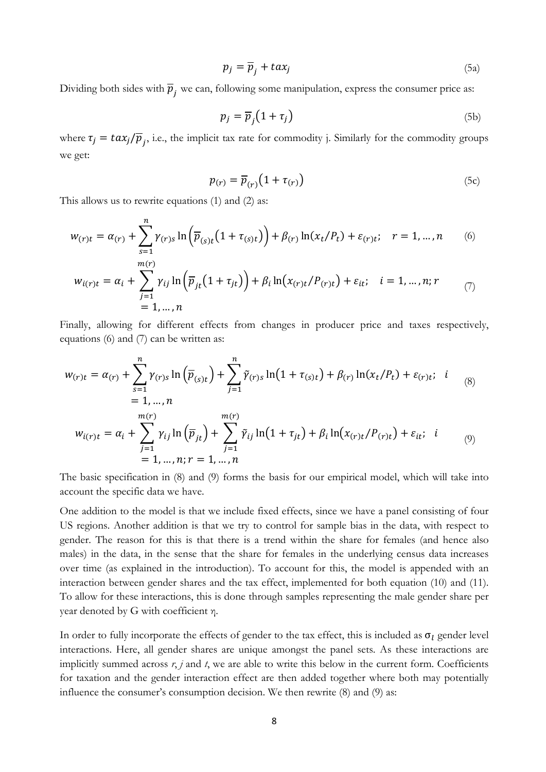$$p_j = \overline{p}_j + tax_j \tag{5a}$$

Dividing both sides with $\overline{p}_j$ we can, following some manipulation, express the consumer price as:

$$p_j = \overline{p}_j(1 + \tau_j) \tag{5b}$$

where $\tau_j = tax_j/\overline{p}_j$, i.e., the implicit tax rate for commodity j. Similarly for the commodity groups we get:

$$p_{(r)} = \overline{p}_{(r)}(1 + \tau_{(r)}) \tag{5c}$$

This allows us to rewrite equations (1) and (2) as:

$$w_{(r)t} = \alpha_{(r)} + \sum_{s=1}^{n} \gamma_{(r)s} \ln\left(\overline{p}_{(s)t}(1 + \tau_{(s)t})\right) + \beta_{(r)} \ln(x_t/P_t) + \varepsilon_{(r)t}; \quad r = 1, \dots, n \tag{6}$$

$$w_{i(r)t} = \alpha_i + \sum_{j=1}^{m(r)} \gamma_{ij} \ln\left(\overline{p}_{jt}(1 + \tau_{jt})\right) + \beta_i \ln(x_{(r)t}/P_{(r)t}) + \varepsilon_{it}; \quad i = 1, \dots, n; r = 1, \dots, n \tag{7}$$

Finally, allowing for different effects from changes in producer price and taxes respectively, equations (6) and (7) can be written as:

$$w_{(r)t} = \alpha_{(r)} + \sum_{s=1}^{n} \gamma_{(r)s} \ln\left(\overline{p}_{(s)t}\right) + \sum_{j=1}^{n} \tilde{\gamma}_{(r)s} \ln(1 + \tau_{(s)t}) + \beta_{(r)} \ln(x_t/P_t) + \varepsilon_{(r)t}; \quad i = 1, \dots, n \tag{8}$$

$$w_{i(r)t} = \alpha_i + \sum_{j=1}^{m(r)} \gamma_{ij} \ln\left(\overline{p}_{jt}\right) + \sum_{j=1}^{m(r)} \tilde{\gamma}_{ij} \ln(1 + \tau_{jt}) + \beta_i \ln(x_{(r)t}/P_{(r)t}) + \varepsilon_{it}; \quad i = 1, \dots, n; r = 1, \dots, n \tag{9}$$

The basic specification in (8) and (9) forms the basis for our empirical model, which will take into account the specific data we have.

One addition to the model is that we include fixed effects, since we have a panel consisting of four US regions. Another addition is that we try to control for sample bias in the data, with respect to gender. The reason for this is that there is a trend within the share for females (and hence also males) in the data, in the sense that the share for females in the underlying census data increases over time (as explained in the introduction). To account for this, the model is appended with an interaction between gender shares and the tax effect, implemented for both equation (10) and (11). To allow for these interactions, this is done through samples representing the male gender share per year denoted by G with coefficient $\eta$.

In order to fully incorporate the effects of gender to the tax effect, this is included as $\sigma_l$ gender level interactions. Here, all gender shares are unique amongst the panel sets. As these interactions are implicitly summed across $r$, $j$ and $t$, we are able to write this below in the current form. Coefficients for taxation and the gender interaction effect are then added together where both may potentially influence the consumer's consumption decision. We then rewrite (8) and (9) as: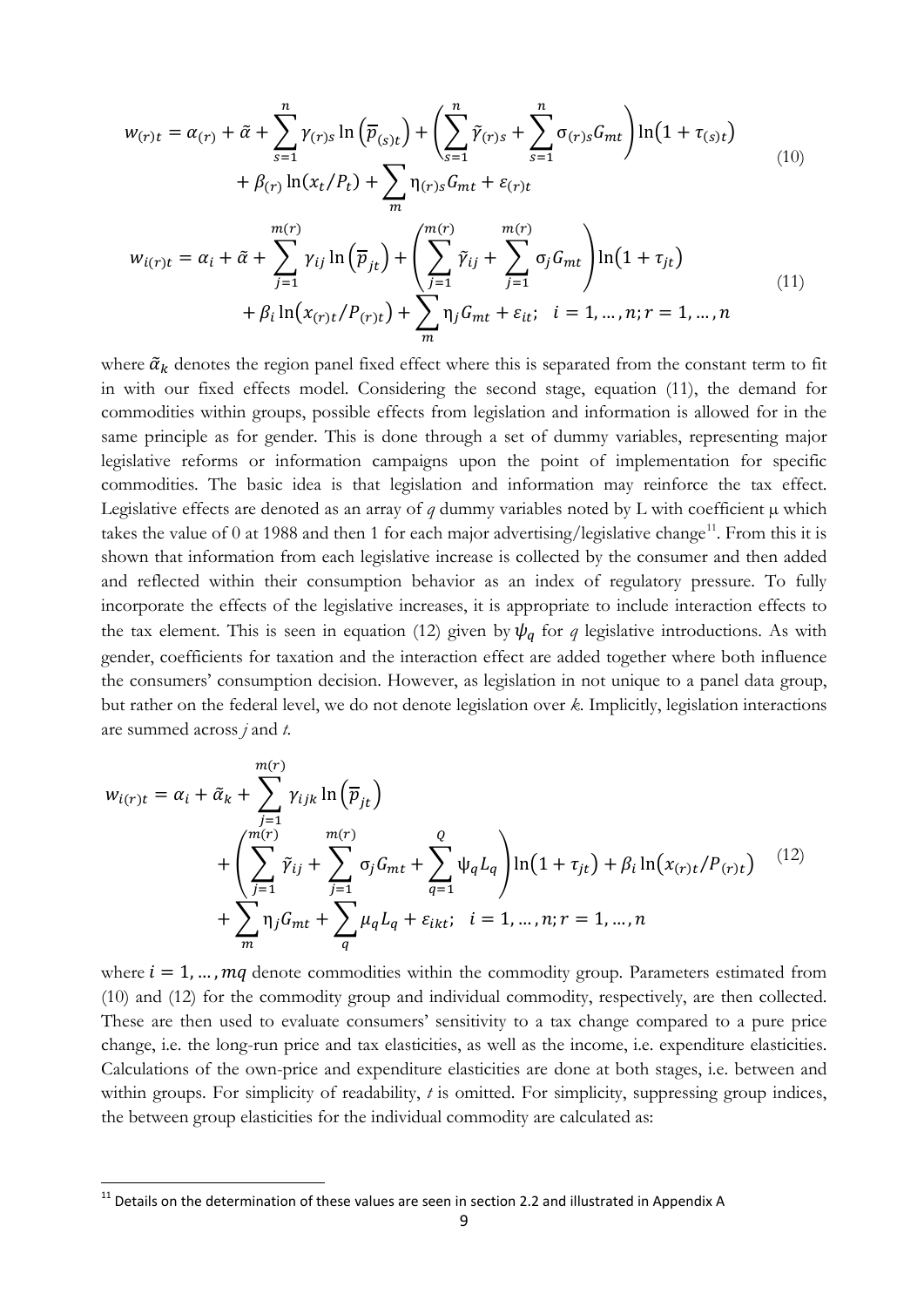$$
\begin{aligned}
w_{(r)t} = {} & \alpha_{(r)} + \tilde{\alpha} + \sum_{s=1}^{n} \gamma_{(r)s} \ln\left(\overline{p}_{(s)t}\right) + \left(\sum_{s=1}^{n} \tilde{\gamma}_{(r)s} + \sum_{s=1}^{n} \sigma_{(r)s} G_{mt}\right) \ln\left(1+\tau_{(s)t}\right) \\
& + \beta_{(r)} \ln(x_t/P_t) + \sum_{m} \eta_{(r)s} G_{mt} + \varepsilon_{(r)t}
\end{aligned} \tag{10}
$$

$$
\begin{aligned}
w_{i(r)t} = {} & \alpha_i + \tilde{\alpha} + \sum_{j=1}^{m(r)} \gamma_{ij} \ln\left(\overline{p}_{jt}\right) + \left(\sum_{j=1}^{m(r)} \tilde{\gamma}_{ij} + \sum_{j=1}^{m(r)} \sigma_j G_{mt}\right) \ln\left(1+\tau_{jt}\right) \\
& + \beta_i \ln\left(x_{(r)t}/P_{(r)t}\right) + \sum_{m} \eta_j G_{mt} + \varepsilon_{it}; \quad i = 1, \dots, n; r = 1, \dots, n
\end{aligned} \tag{11}
$$

where $\tilde{\alpha}_k$ denotes the region panel fixed effect where this is separated from the constant term to fit in with our fixed effects model. Considering the second stage, equation (11), the demand for commodities within groups, possible effects from legislation and information is allowed for in the same principle as for gender. This is done through a set of dummy variables, representing major legislative reforms or information campaigns upon the point of implementation for specific commodities. The basic idea is that legislation and information may reinforce the tax effect. Legislative effects are denoted as an array of *q* dummy variables noted by L with coefficient μ which takes the value of 0 at 1988 and then 1 for each major advertising/legislative change[11]. From this it is shown that information from each legislative increase is collected by the consumer and then added and reflected within their consumption behavior as an index of regulatory pressure. To fully incorporate the effects of the legislative increases, it is appropriate to include interaction effects to the tax element. This is seen in equation (12) given by $\psi_q$ for *q* legislative introductions. As with gender, coefficients for taxation and the interaction effect are added together where both influence the consumers' consumption decision. However, as legislation in not unique to a panel data group, but rather on the federal level, we do not denote legislation over *k*. Implicitly, legislation interactions are summed across *j* and *t*.

$$
\begin{aligned}
w_{i(r)t} = {} & \alpha_i + \tilde{\alpha}_k + \sum_{j=1}^{m(r)} \gamma_{ijk} \ln\left(\overline{p}_{jt}\right) \\
& + \left(\sum_{j=1}^{m(r)} \tilde{\gamma}_{ij} + \sum_{j=1}^{m(r)} \sigma_j G_{mt} + \sum_{q=1}^{Q} \psi_q L_q\right) \ln\left(1+\tau_{jt}\right) + \beta_i \ln\left(x_{(r)t}/P_{(r)t}\right) \\
& + \sum_{m} \eta_j G_{mt} + \sum_{q} \mu_q L_q + \varepsilon_{ikt}; \quad i = 1, \dots, n; r = 1, \dots, n
\end{aligned} \tag{12}
$$

where $i = 1, \dots, mq$ denote commodities within the commodity group. Parameters estimated from (10) and (12) for the commodity group and individual commodity, respectively, are then collected. These are then used to evaluate consumers' sensitivity to a tax change compared to a pure price change, i.e. the long-run price and tax elasticities, as well as the income, i.e. expenditure elasticities. Calculations of the own-price and expenditure elasticities are done at both stages, i.e. between and within groups. For simplicity of readability, *t* is omitted. For simplicity, suppressing group indices, the between group elasticities for the individual commodity are calculated as:

[11] Details on the determination of these values are seen in section 2.2 and illustrated in Appendix A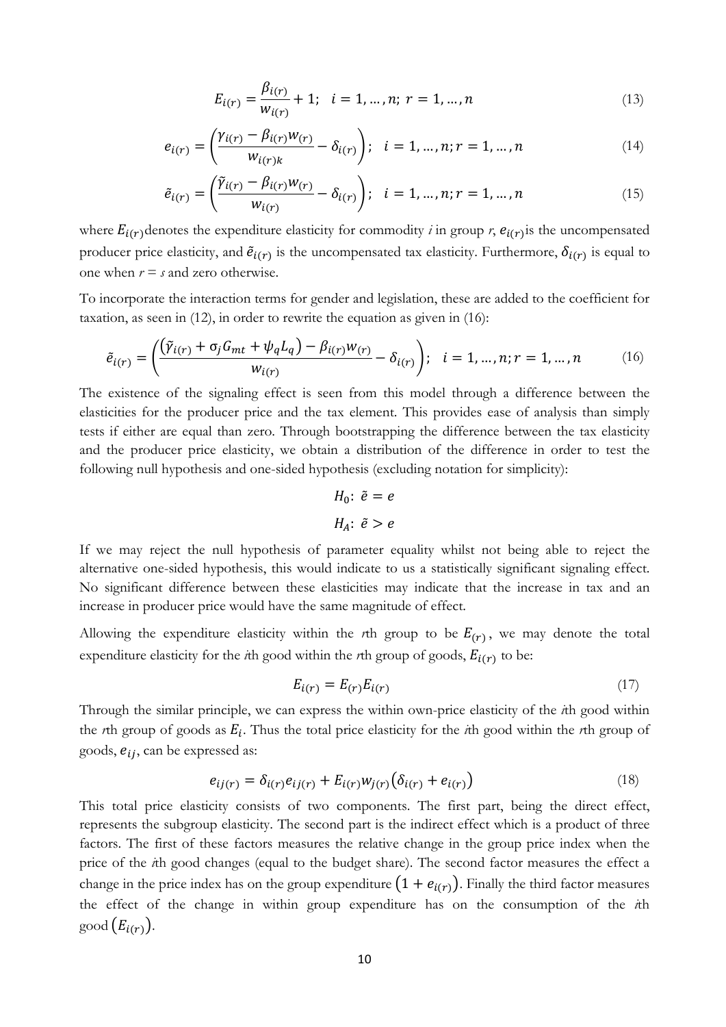$$E_{i(r)} = \frac{\beta_{i(r)}}{w_{i(r)}} + 1; \quad i = 1, \ldots, n; \; r = 1, \ldots, n \tag{13}$$

$$e_{i(r)} = \left( \frac{\gamma_{i(r)} - \beta_{i(r)} w_{(r)}}{w_{i(r)k}} - \delta_{i(r)} \right); \quad i = 1, \ldots, n; r = 1, \ldots, n \tag{14}$$

$$\tilde{e}_{i(r)} = \left( \frac{\tilde{\gamma}_{i(r)} - \beta_{i(r)} w_{(r)}}{w_{i(r)}} - \delta_{i(r)} \right); \quad i = 1, \ldots, n; r = 1, \ldots, n \tag{15}$$

where $E_{i(r)}$ denotes the expenditure elasticity for commodity *i* in group *r*, $e_{i(r)}$ is the uncompensated producer price elasticity, and $\tilde{e}_{i(r)}$ is the uncompensated tax elasticity. Furthermore, $\delta_{i(r)}$ is equal to one when *r* = *s* and zero otherwise.

To incorporate the interaction terms for gender and legislation, these are added to the coefficient for taxation, as seen in (12), in order to rewrite the equation as given in (16):

$$\tilde{e}_{i(r)} = \left( \frac{\left(\tilde{\gamma}_{i(r)} + \sigma_j G_{mt} + \psi_q L_q\right) - \beta_{i(r)} w_{(r)}}{w_{i(r)}} - \delta_{i(r)} \right); \quad i = 1, \ldots, n; r = 1, \ldots, n \tag{16}$$

The existence of the signaling effect is seen from this model through a difference between the elasticities for the producer price and the tax element. This provides ease of analysis than simply tests if either are equal than zero. Through bootstrapping the difference between the tax elasticity and the producer price elasticity, we obtain a distribution of the difference in order to test the following null hypothesis and one-sided hypothesis (excluding notation for simplicity):

$$H_0\text{: } \tilde{e} = e$$

$$H_A\text{: } \tilde{e} > e$$

If we may reject the null hypothesis of parameter equality whilst not being able to reject the alternative one-sided hypothesis, this would indicate to us a statistically significant signaling effect. No significant difference between these elasticities may indicate that the increase in tax and an increase in producer price would have the same magnitude of effect.

Allowing the expenditure elasticity within the *r*th group to be $E_{(r)}$, we may denote the total expenditure elasticity for the *i*th good within the *r*th group of goods, $E_{i(r)}$ to be:

$$E_{i(r)} = E_{(r)} E_{i(r)} \tag{17}$$

Through the similar principle, we can express the within own-price elasticity of the *i*th good within the *r*th group of goods as $E_i$. Thus the total price elasticity for the *i*th good within the *r*th group of goods, $e_{ij}$, can be expressed as:

$$e_{ij(r)} = \delta_{i(r)} e_{ij(r)} + E_{i(r)} w_{j(r)} \left(\delta_{i(r)} + e_{i(r)}\right) \tag{18}$$

This total price elasticity consists of two components. The first part, being the direct effect, represents the subgroup elasticity. The second part is the indirect effect which is a product of three factors. The first of these factors measures the relative change in the group price index when the price of the *i*th good changes (equal to the budget share). The second factor measures the effect a change in the price index has on the group expenditure $\left(1 + e_{i(r)}\right)$. Finally the third factor measures the effect of the change in within group expenditure has on the consumption of the *i*th good $\left(E_{i(r)}\right)$.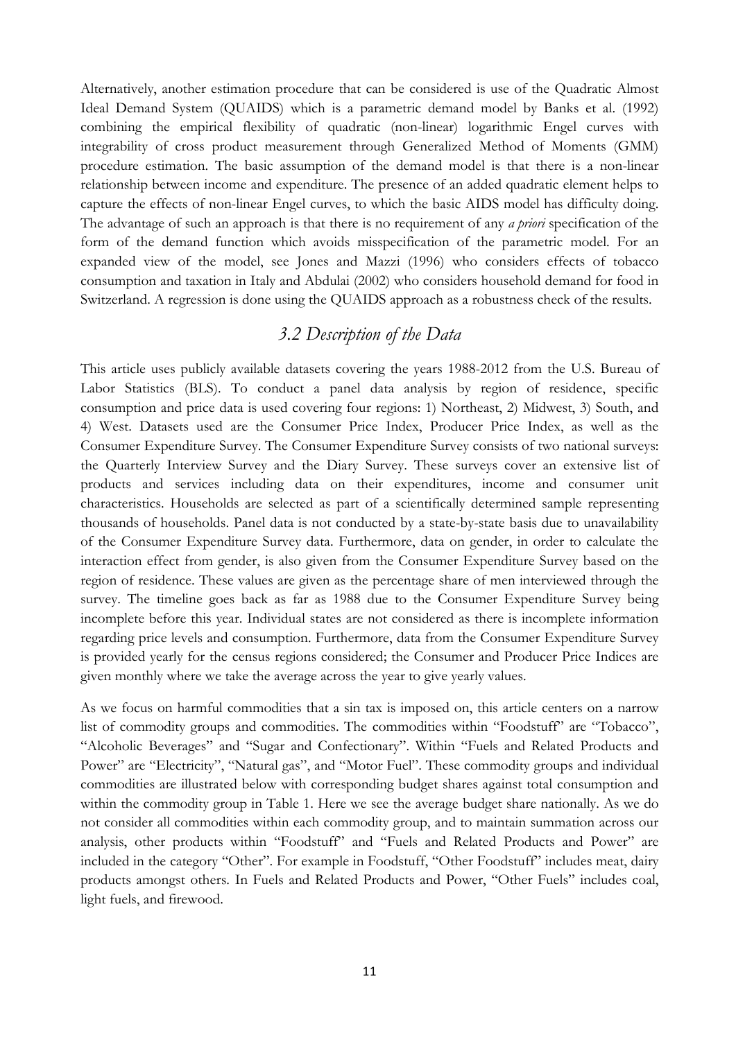Alternatively, another estimation procedure that can be considered is use of the Quadratic Almost Ideal Demand System (QUAIDS) which is a parametric demand model by Banks et al. (1992) combining the empirical flexibility of quadratic (non-linear) logarithmic Engel curves with integrability of cross product measurement through Generalized Method of Moments (GMM) procedure estimation. The basic assumption of the demand model is that there is a non-linear relationship between income and expenditure. The presence of an added quadratic element helps to capture the effects of non-linear Engel curves, to which the basic AIDS model has difficulty doing. The advantage of such an approach is that there is no requirement of any *a priori* specification of the form of the demand function which avoids misspecification of the parametric model. For an expanded view of the model, see Jones and Mazzi (1996) who considers effects of tobacco consumption and taxation in Italy and Abdulai (2002) who considers household demand for food in Switzerland. A regression is done using the QUAIDS approach as a robustness check of the results.

## *3.2 Description of the Data*

This article uses publicly available datasets covering the years 1988-2012 from the U.S. Bureau of Labor Statistics (BLS). To conduct a panel data analysis by region of residence, specific consumption and price data is used covering four regions: 1) Northeast, 2) Midwest, 3) South, and 4) West. Datasets used are the Consumer Price Index, Producer Price Index, as well as the Consumer Expenditure Survey. The Consumer Expenditure Survey consists of two national surveys: the Quarterly Interview Survey and the Diary Survey. These surveys cover an extensive list of products and services including data on their expenditures, income and consumer unit characteristics. Households are selected as part of a scientifically determined sample representing thousands of households. Panel data is not conducted by a state-by-state basis due to unavailability of the Consumer Expenditure Survey data. Furthermore, data on gender, in order to calculate the interaction effect from gender, is also given from the Consumer Expenditure Survey based on the region of residence. These values are given as the percentage share of men interviewed through the survey. The timeline goes back as far as 1988 due to the Consumer Expenditure Survey being incomplete before this year. Individual states are not considered as there is incomplete information regarding price levels and consumption. Furthermore, data from the Consumer Expenditure Survey is provided yearly for the census regions considered; the Consumer and Producer Price Indices are given monthly where we take the average across the year to give yearly values.

As we focus on harmful commodities that a sin tax is imposed on, this article centers on a narrow list of commodity groups and commodities. The commodities within "Foodstuff" are "Tobacco", "Alcoholic Beverages" and "Sugar and Confectionary". Within "Fuels and Related Products and Power" are "Electricity", "Natural gas", and "Motor Fuel". These commodity groups and individual commodities are illustrated below with corresponding budget shares against total consumption and within the commodity group in Table 1. Here we see the average budget share nationally. As we do not consider all commodities within each commodity group, and to maintain summation across our analysis, other products within "Foodstuff" and "Fuels and Related Products and Power" are included in the category "Other". For example in Foodstuff, "Other Foodstuff" includes meat, dairy products amongst others. In Fuels and Related Products and Power, "Other Fuels" includes coal, light fuels, and firewood.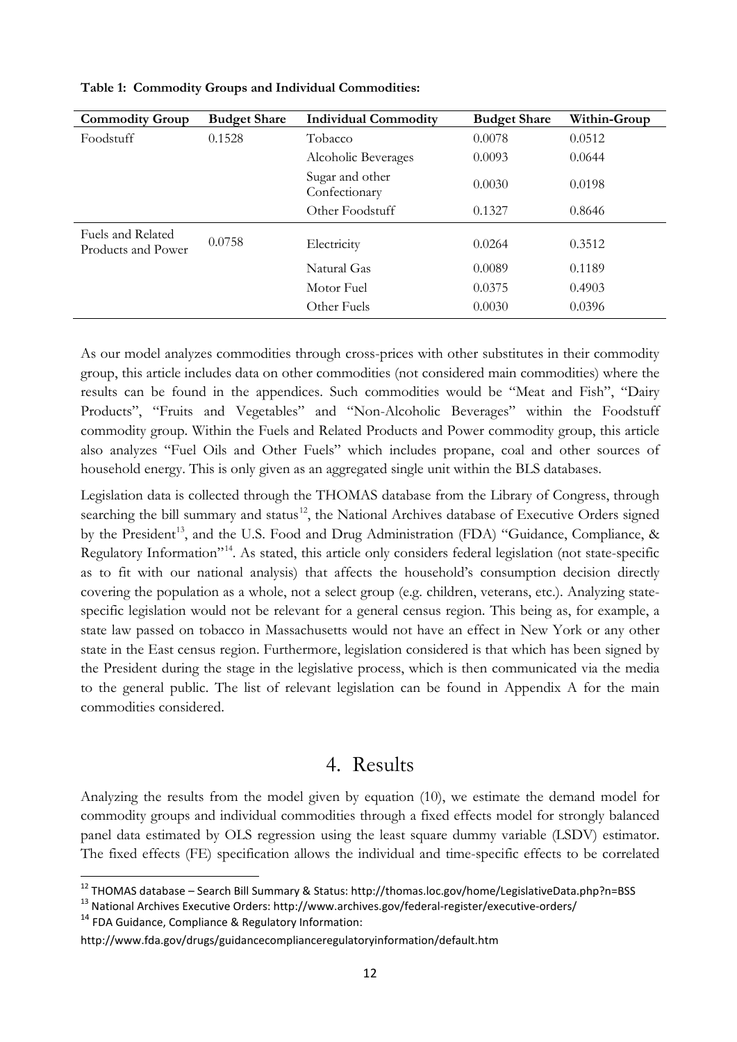**Table 1: Commodity Groups and Individual Commodities:**

| Commodity Group | Budget Share | Individual Commodity | Budget Share | Within-Group |
|---|---|---|---|---|
| Foodstuff | 0.1528 | Tobacco | 0.0078 | 0.0512 |
| | | Alcoholic Beverages | 0.0093 | 0.0644 |
| | | Sugar and other Confectionary | 0.0030 | 0.0198 |
| | | Other Foodstuff | 0.1327 | 0.8646 |
| Fuels and Related Products and Power | 0.0758 | Electricity | 0.0264 | 0.3512 |
| | | Natural Gas | 0.0089 | 0.1189 |
| | | Motor Fuel | 0.0375 | 0.4903 |
| | | Other Fuels | 0.0030 | 0.0396 |

As our model analyzes commodities through cross-prices with other substitutes in their commodity group, this article includes data on other commodities (not considered main commodities) where the results can be found in the appendices. Such commodities would be "Meat and Fish", "Dairy Products", "Fruits and Vegetables" and "Non-Alcoholic Beverages" within the Foodstuff commodity group. Within the Fuels and Related Products and Power commodity group, this article also analyzes "Fuel Oils and Other Fuels" which includes propane, coal and other sources of household energy. This is only given as an aggregated single unit within the BLS databases.

Legislation data is collected through the THOMAS database from the Library of Congress, through searching the bill summary and status[12], the National Archives database of Executive Orders signed by the President[13], and the U.S. Food and Drug Administration (FDA) "Guidance, Compliance, & Regulatory Information"[14]. As stated, this article only considers federal legislation (not state-specific as to fit with our national analysis) that affects the household's consumption decision directly covering the population as a whole, not a select group (e.g. children, veterans, etc.). Analyzing state-specific legislation would not be relevant for a general census region. This being as, for example, a state law passed on tobacco in Massachusetts would not have an effect in New York or any other state in the East census region. Furthermore, legislation considered is that which has been signed by the President during the stage in the legislative process, which is then communicated via the media to the general public. The list of relevant legislation can be found in Appendix A for the main commodities considered.

# 4. Results

Analyzing the results from the model given by equation (10), we estimate the demand model for commodity groups and individual commodities through a fixed effects model for strongly balanced panel data estimated by OLS regression using the least square dummy variable (LSDV) estimator. The fixed effects (FE) specification allows the individual and time-specific effects to be correlated

[12] THOMAS database – Search Bill Summary & Status: http://thomas.loc.gov/home/LegislativeData.php?n=BSS

[13] National Archives Executive Orders: http://www.archives.gov/federal-register/executive-orders/

[14] FDA Guidance, Compliance & Regulatory Information: http://www.fda.gov/drugs/guidancecomplianceregulatoryinformation/default.htm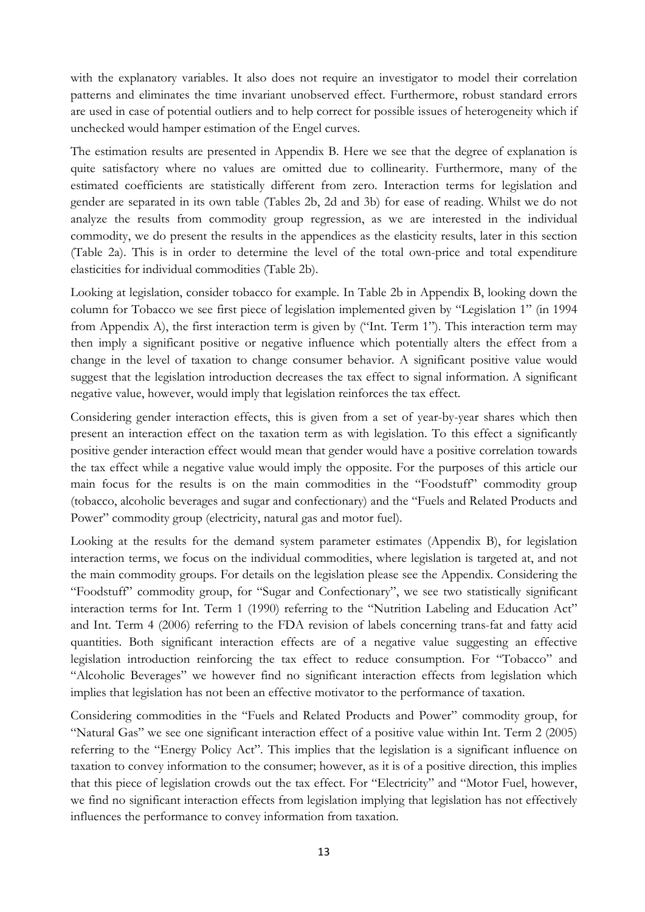with the explanatory variables. It also does not require an investigator to model their correlation patterns and eliminates the time invariant unobserved effect. Furthermore, robust standard errors are used in case of potential outliers and to help correct for possible issues of heterogeneity which if unchecked would hamper estimation of the Engel curves.

The estimation results are presented in Appendix B. Here we see that the degree of explanation is quite satisfactory where no values are omitted due to collinearity. Furthermore, many of the estimated coefficients are statistically different from zero. Interaction terms for legislation and gender are separated in its own table (Tables 2b, 2d and 3b) for ease of reading. Whilst we do not analyze the results from commodity group regression, as we are interested in the individual commodity, we do present the results in the appendices as the elasticity results, later in this section (Table 2a). This is in order to determine the level of the total own-price and total expenditure elasticities for individual commodities (Table 2b).

Looking at legislation, consider tobacco for example. In Table 2b in Appendix B, looking down the column for Tobacco we see first piece of legislation implemented given by "Legislation 1" (in 1994 from Appendix A), the first interaction term is given by ("Int. Term 1"). This interaction term may then imply a significant positive or negative influence which potentially alters the effect from a change in the level of taxation to change consumer behavior. A significant positive value would suggest that the legislation introduction decreases the tax effect to signal information. A significant negative value, however, would imply that legislation reinforces the tax effect.

Considering gender interaction effects, this is given from a set of year-by-year shares which then present an interaction effect on the taxation term as with legislation. To this effect a significantly positive gender interaction effect would mean that gender would have a positive correlation towards the tax effect while a negative value would imply the opposite. For the purposes of this article our main focus for the results is on the main commodities in the "Foodstuff" commodity group (tobacco, alcoholic beverages and sugar and confectionary) and the "Fuels and Related Products and Power" commodity group (electricity, natural gas and motor fuel).

Looking at the results for the demand system parameter estimates (Appendix B), for legislation interaction terms, we focus on the individual commodities, where legislation is targeted at, and not the main commodity groups. For details on the legislation please see the Appendix. Considering the "Foodstuff" commodity group, for "Sugar and Confectionary", we see two statistically significant interaction terms for Int. Term 1 (1990) referring to the "Nutrition Labeling and Education Act" and Int. Term 4 (2006) referring to the FDA revision of labels concerning trans-fat and fatty acid quantities. Both significant interaction effects are of a negative value suggesting an effective legislation introduction reinforcing the tax effect to reduce consumption. For "Tobacco" and "Alcoholic Beverages" we however find no significant interaction effects from legislation which implies that legislation has not been an effective motivator to the performance of taxation.

Considering commodities in the "Fuels and Related Products and Power" commodity group, for "Natural Gas" we see one significant interaction effect of a positive value within Int. Term 2 (2005) referring to the "Energy Policy Act". This implies that the legislation is a significant influence on taxation to convey information to the consumer; however, as it is of a positive direction, this implies that this piece of legislation crowds out the tax effect. For "Electricity" and "Motor Fuel, however, we find no significant interaction effects from legislation implying that legislation has not effectively influences the performance to convey information from taxation.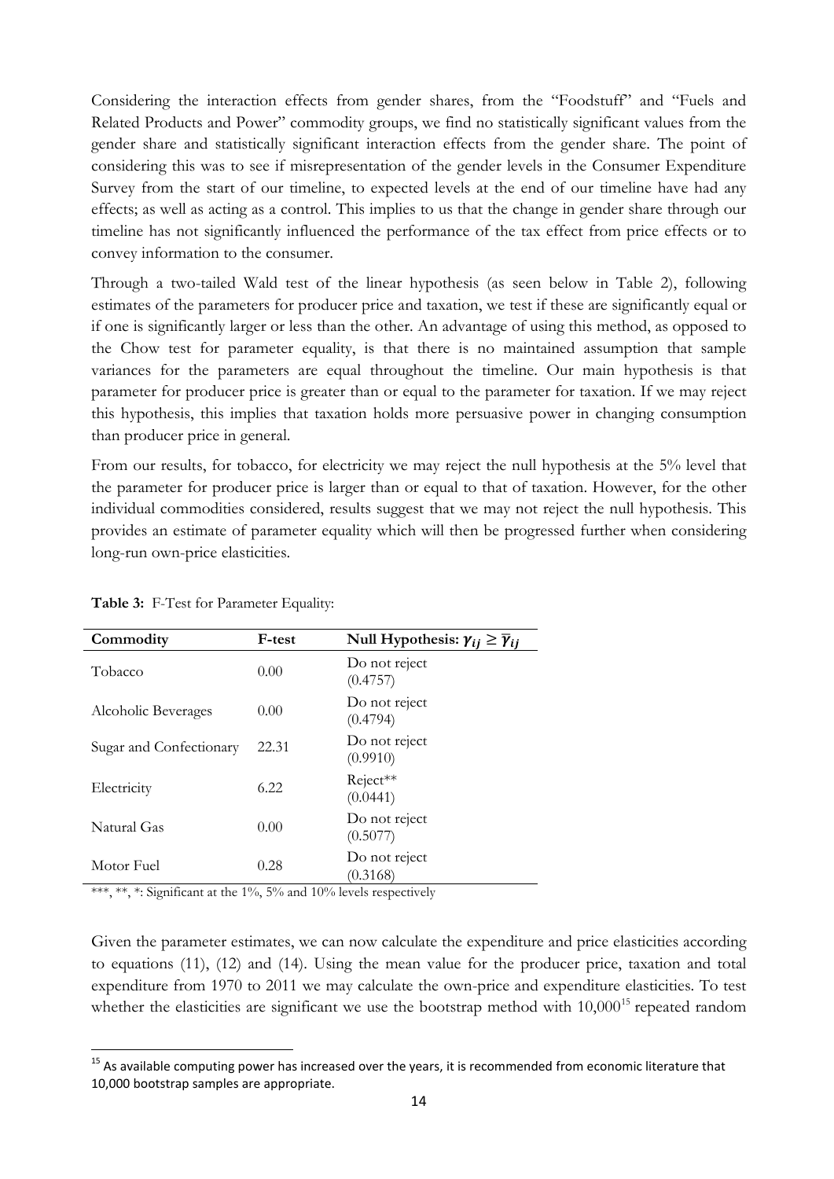Considering the interaction effects from gender shares, from the "Foodstuff" and "Fuels and Related Products and Power" commodity groups, we find no statistically significant values from the gender share and statistically significant interaction effects from the gender share. The point of considering this was to see if misrepresentation of the gender levels in the Consumer Expenditure Survey from the start of our timeline, to expected levels at the end of our timeline have had any effects; as well as acting as a control. This implies to us that the change in gender share through our timeline has not significantly influenced the performance of the tax effect from price effects or to convey information to the consumer.

Through a two-tailed Wald test of the linear hypothesis (as seen below in Table 2), following estimates of the parameters for producer price and taxation, we test if these are significantly equal or if one is significantly larger or less than the other. An advantage of using this method, as opposed to the Chow test for parameter equality, is that there is no maintained assumption that sample variances for the parameters are equal throughout the timeline. Our main hypothesis is that parameter for producer price is greater than or equal to the parameter for taxation. If we may reject this hypothesis, this implies that taxation holds more persuasive power in changing consumption than producer price in general.

From our results, for tobacco, for electricity we may reject the null hypothesis at the 5% level that the parameter for producer price is larger than or equal to that of taxation. However, for the other individual commodities considered, results suggest that we may not reject the null hypothesis. This provides an estimate of parameter equality which will then be progressed further when considering long-run own-price elasticities.

**Table 3:** F-Test for Parameter Equality:

| Commodity | F-test | Null Hypothesis: $\gamma_{ij} \geq \overline{\gamma}_{ij}$ |
|---|---|---|
| Tobacco | 0.00 | Do not reject (0.4757) |
| Alcoholic Beverages | 0.00 | Do not reject (0.4794) |
| Sugar and Confectionary | 22.31 | Do not reject (0.9910) |
| Electricity | 6.22 | Reject** (0.0441) |
| Natural Gas | 0.00 | Do not reject (0.5077) |
| Motor Fuel | 0.28 | Do not reject (0.3168) |

***, **, *: Significant at the 1%, 5% and 10% levels respectively

Given the parameter estimates, we can now calculate the expenditure and price elasticities according to equations (11), (12) and (14). Using the mean value for the producer price, taxation and total expenditure from 1970 to 2011 we may calculate the own-price and expenditure elasticities. To test whether the elasticities are significant we use the bootstrap method with 10,000[15] repeated random

[15] As available computing power has increased over the years, it is recommended from economic literature that 10,000 bootstrap samples are appropriate.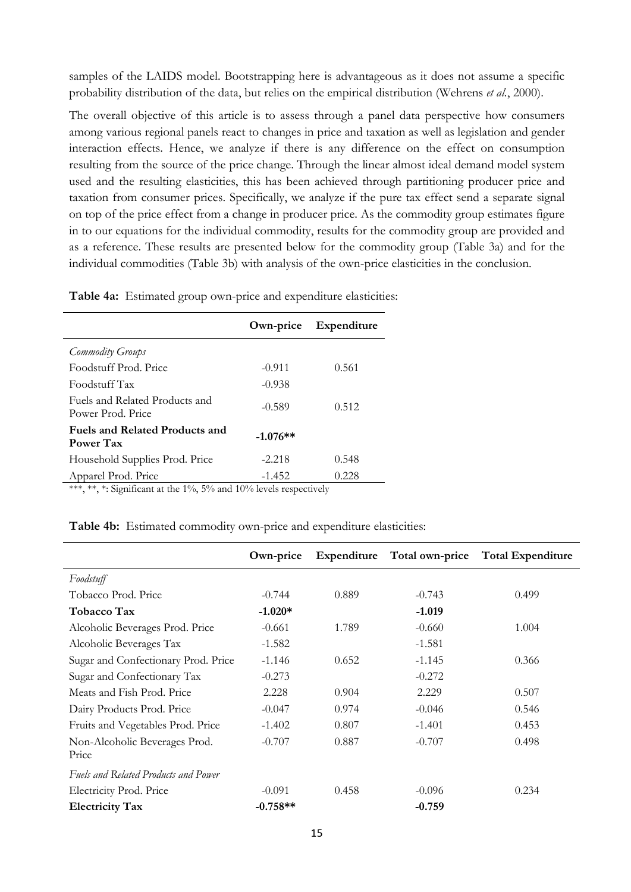samples of the LAIDS model. Bootstrapping here is advantageous as it does not assume a specific probability distribution of the data, but relies on the empirical distribution (Wehrens *et al.*, 2000).

The overall objective of this article is to assess through a panel data perspective how consumers among various regional panels react to changes in price and taxation as well as legislation and gender interaction effects. Hence, we analyze if there is any difference on the effect on consumption resulting from the source of the price change. Through the linear almost ideal demand model system used and the resulting elasticities, this has been achieved through partitioning producer price and taxation from consumer prices. Specifically, we analyze if the pure tax effect send a separate signal on top of the price effect from a change in producer price. As the commodity group estimates figure in to our equations for the individual commodity, results for the commodity group are provided and as a reference. These results are presented below for the commodity group (Table 3a) and for the individual commodities (Table 3b) with analysis of the own-price elasticities in the conclusion.

**Table 4a:** Estimated group own-price and expenditure elasticities:

| | **Own-price** | **Expenditure** |
|---|---|---|
| *Commodity Groups* | | |
| Foodstuff Prod. Price | -0.911 | 0.561 |
| Foodstuff Tax | -0.938 | |
| Fuels and Related Products and Power Prod. Price | -0.589 | 0.512 |
| **Fuels and Related Products and Power Tax** | **-1.076\*\*** | |
| Household Supplies Prod. Price | -2.218 | 0.548 |
| Apparel Prod. Price | -1.452 | 0.228 |

***, **, *: Significant at the 1%, 5% and 10% levels respectively

**Table 4b:** Estimated commodity own-price and expenditure elasticities:

| | **Own-price** | **Expenditure** | **Total own-price** | **Total Expenditure** |
|---|---|---|---|---|
| *Foodstuff* | | | | |
| Tobacco Prod. Price | -0.744 | 0.889 | -0.743 | 0.499 |
| **Tobacco Tax** | **-1.020\*** | | **-1.019** | |
| Alcoholic Beverages Prod. Price | -0.661 | 1.789 | -0.660 | 1.004 |
| Alcoholic Beverages Tax | -1.582 | | -1.581 | |
| Sugar and Confectionary Prod. Price | -1.146 | 0.652 | -1.145 | 0.366 |
| Sugar and Confectionary Tax | -0.273 | | -0.272 | |
| Meats and Fish Prod. Price | 2.228 | 0.904 | 2.229 | 0.507 |
| Dairy Products Prod. Price | -0.047 | 0.974 | -0.046 | 0.546 |
| Fruits and Vegetables Prod. Price | -1.402 | 0.807 | -1.401 | 0.453 |
| Non-Alcoholic Beverages Prod. Price | -0.707 | 0.887 | -0.707 | 0.498 |
| *Fuels and Related Products and Power* | | | | |
| Electricity Prod. Price | -0.091 | 0.458 | -0.096 | 0.234 |
| **Electricity Tax** | **-0.758\*\*** | | **-0.759** | |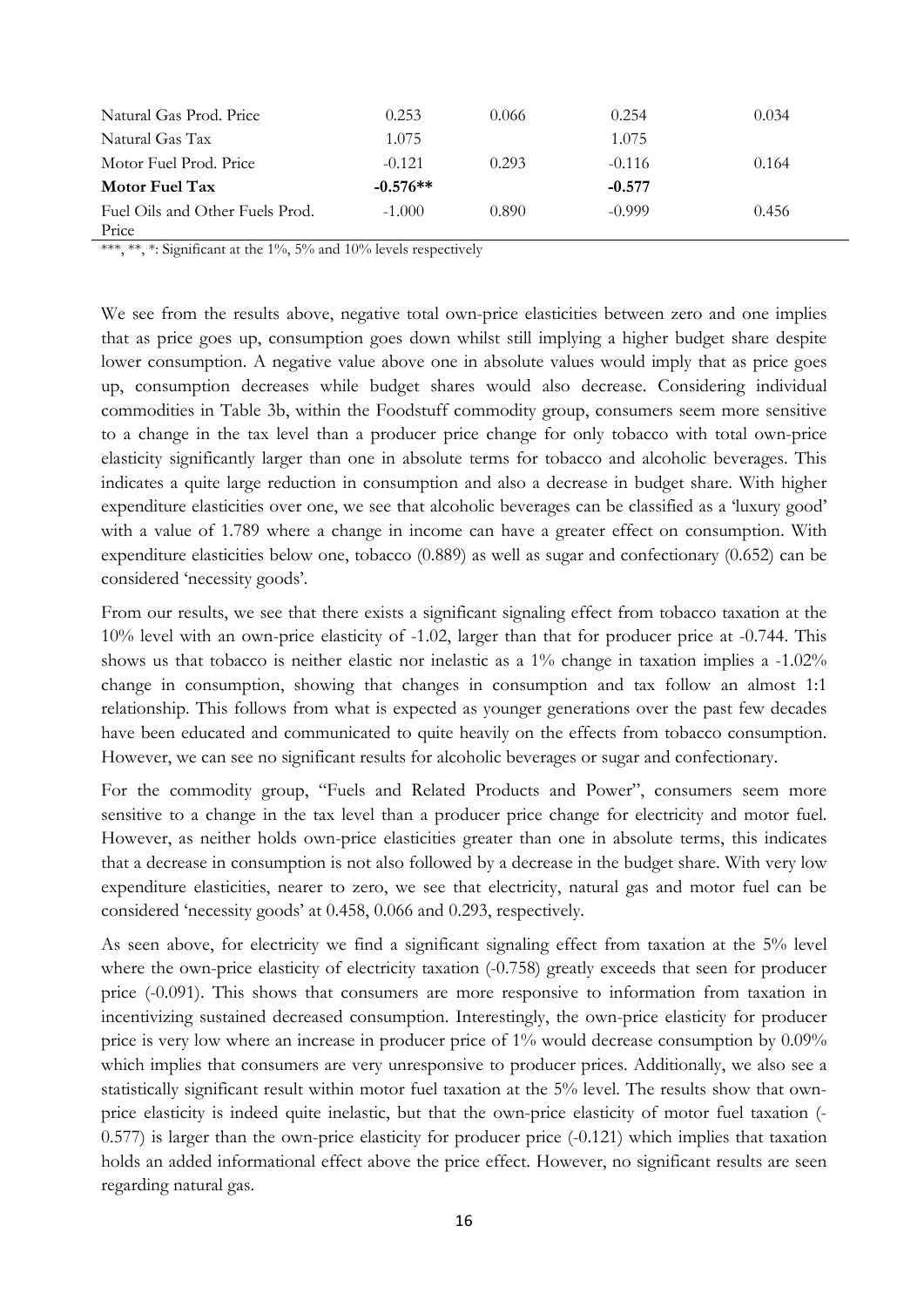| | | | | |
|---|---|---|---|---|
| Natural Gas Prod. Price | 0.253 | 0.066 | 0.254 | 0.034 |
| Natural Gas Tax | 1.075 | | 1.075 | |
| Motor Fuel Prod. Price | -0.121 | 0.293 | -0.116 | 0.164 |
| **Motor Fuel Tax** | **-0.576**** | | **-0.577** | |
| Fuel Oils and Other Fuels Prod. Price | -1.000 | 0.890 | -0.999 | 0.456 |

***, **, *: Significant at the 1%, 5% and 10% levels respectively

We see from the results above, negative total own-price elasticities between zero and one implies that as price goes up, consumption goes down whilst still implying a higher budget share despite lower consumption. A negative value above one in absolute values would imply that as price goes up, consumption decreases while budget shares would also decrease. Considering individual commodities in Table 3b, within the Foodstuff commodity group, consumers seem more sensitive to a change in the tax level than a producer price change for only tobacco with total own-price elasticity significantly larger than one in absolute terms for tobacco and alcoholic beverages. This indicates a quite large reduction in consumption and also a decrease in budget share. With higher expenditure elasticities over one, we see that alcoholic beverages can be classified as a 'luxury good' with a value of 1.789 where a change in income can have a greater effect on consumption. With expenditure elasticities below one, tobacco (0.889) as well as sugar and confectionary (0.652) can be considered 'necessity goods'.

From our results, we see that there exists a significant signaling effect from tobacco taxation at the 10% level with an own-price elasticity of -1.02, larger than that for producer price at -0.744. This shows us that tobacco is neither elastic nor inelastic as a 1% change in taxation implies a -1.02% change in consumption, showing that changes in consumption and tax follow an almost 1:1 relationship. This follows from what is expected as younger generations over the past few decades have been educated and communicated to quite heavily on the effects from tobacco consumption. However, we can see no significant results for alcoholic beverages or sugar and confectionary.

For the commodity group, "Fuels and Related Products and Power", consumers seem more sensitive to a change in the tax level than a producer price change for electricity and motor fuel. However, as neither holds own-price elasticities greater than one in absolute terms, this indicates that a decrease in consumption is not also followed by a decrease in the budget share. With very low expenditure elasticities, nearer to zero, we see that electricity, natural gas and motor fuel can be considered 'necessity goods' at 0.458, 0.066 and 0.293, respectively.

As seen above, for electricity we find a significant signaling effect from taxation at the 5% level where the own-price elasticity of electricity taxation (-0.758) greatly exceeds that seen for producer price (-0.091). This shows that consumers are more responsive to information from taxation in incentivizing sustained decreased consumption. Interestingly, the own-price elasticity for producer price is very low where an increase in producer price of 1% would decrease consumption by 0.09% which implies that consumers are very unresponsive to producer prices. Additionally, we also see a statistically significant result within motor fuel taxation at the 5% level. The results show that own-price elasticity is indeed quite inelastic, but that the own-price elasticity of motor fuel taxation (-0.577) is larger than the own-price elasticity for producer price (-0.121) which implies that taxation holds an added informational effect above the price effect. However, no significant results are seen regarding natural gas.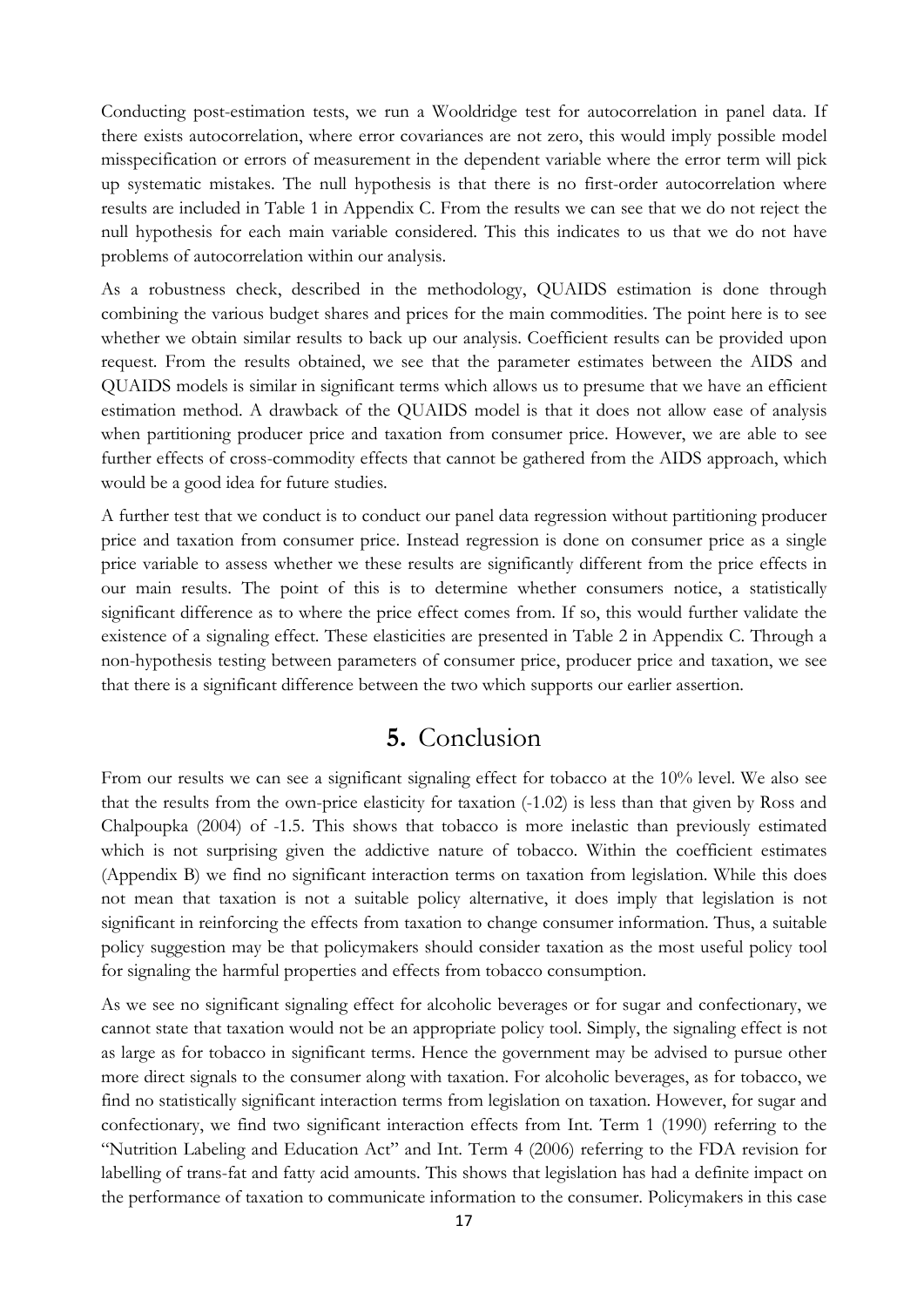Conducting post-estimation tests, we run a Wooldridge test for autocorrelation in panel data. If there exists autocorrelation, where error covariances are not zero, this would imply possible model misspecification or errors of measurement in the dependent variable where the error term will pick up systematic mistakes. The null hypothesis is that there is no first-order autocorrelation where results are included in Table 1 in Appendix C. From the results we can see that we do not reject the null hypothesis for each main variable considered. This this indicates to us that we do not have problems of autocorrelation within our analysis.

As a robustness check, described in the methodology, QUAIDS estimation is done through combining the various budget shares and prices for the main commodities. The point here is to see whether we obtain similar results to back up our analysis. Coefficient results can be provided upon request. From the results obtained, we see that the parameter estimates between the AIDS and QUAIDS models is similar in significant terms which allows us to presume that we have an efficient estimation method. A drawback of the QUAIDS model is that it does not allow ease of analysis when partitioning producer price and taxation from consumer price. However, we are able to see further effects of cross-commodity effects that cannot be gathered from the AIDS approach, which would be a good idea for future studies.

A further test that we conduct is to conduct our panel data regression without partitioning producer price and taxation from consumer price. Instead regression is done on consumer price as a single price variable to assess whether we these results are significantly different from the price effects in our main results. The point of this is to determine whether consumers notice, a statistically significant difference as to where the price effect comes from. If so, this would further validate the existence of a signaling effect. These elasticities are presented in Table 2 in Appendix C. Through a non-hypothesis testing between parameters of consumer price, producer price and taxation, we see that there is a significant difference between the two which supports our earlier assertion.

## 5. Conclusion

From our results we can see a significant signaling effect for tobacco at the 10% level. We also see that the results from the own-price elasticity for taxation (-1.02) is less than that given by Ross and Chalpoupka (2004) of -1.5. This shows that tobacco is more inelastic than previously estimated which is not surprising given the addictive nature of tobacco. Within the coefficient estimates (Appendix B) we find no significant interaction terms on taxation from legislation. While this does not mean that taxation is not a suitable policy alternative, it does imply that legislation is not significant in reinforcing the effects from taxation to change consumer information. Thus, a suitable policy suggestion may be that policymakers should consider taxation as the most useful policy tool for signaling the harmful properties and effects from tobacco consumption.

As we see no significant signaling effect for alcoholic beverages or for sugar and confectionary, we cannot state that taxation would not be an appropriate policy tool. Simply, the signaling effect is not as large as for tobacco in significant terms. Hence the government may be advised to pursue other more direct signals to the consumer along with taxation. For alcoholic beverages, as for tobacco, we find no statistically significant interaction terms from legislation on taxation. However, for sugar and confectionary, we find two significant interaction effects from Int. Term 1 (1990) referring to the "Nutrition Labeling and Education Act" and Int. Term 4 (2006) referring to the FDA revision for labelling of trans-fat and fatty acid amounts. This shows that legislation has had a definite impact on the performance of taxation to communicate information to the consumer. Policymakers in this case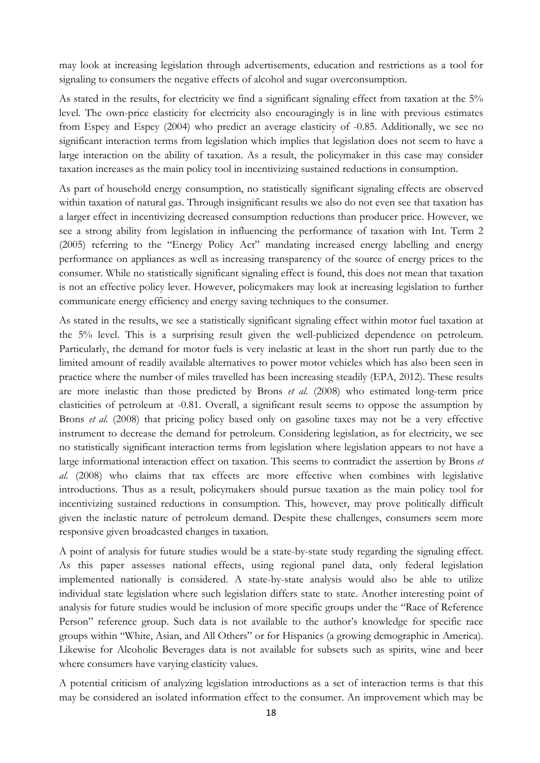may look at increasing legislation through advertisements, education and restrictions as a tool for signaling to consumers the negative effects of alcohol and sugar overconsumption.

As stated in the results, for electricity we find a significant signaling effect from taxation at the 5% level. The own-price elasticity for electricity also encouragingly is in line with previous estimates from Espey and Espey (2004) who predict an average elasticity of -0.85. Additionally, we see no significant interaction terms from legislation which implies that legislation does not seem to have a large interaction on the ability of taxation. As a result, the policymaker in this case may consider taxation increases as the main policy tool in incentivizing sustained reductions in consumption.

As part of household energy consumption, no statistically significant signaling effects are observed within taxation of natural gas. Through insignificant results we also do not even see that taxation has a larger effect in incentivizing decreased consumption reductions than producer price. However, we see a strong ability from legislation in influencing the performance of taxation with Int. Term 2 (2005) referring to the "Energy Policy Act" mandating increased energy labelling and energy performance on appliances as well as increasing transparency of the source of energy prices to the consumer. While no statistically significant signaling effect is found, this does not mean that taxation is not an effective policy lever. However, policymakers may look at increasing legislation to further communicate energy efficiency and energy saving techniques to the consumer.

As stated in the results, we see a statistically significant signaling effect within motor fuel taxation at the 5% level. This is a surprising result given the well-publicized dependence on petroleum. Particularly, the demand for motor fuels is very inelastic at least in the short run partly due to the limited amount of readily available alternatives to power motor vehicles which has also been seen in practice where the number of miles travelled has been increasing steadily (EPA, 2012). These results are more inelastic than those predicted by Brons *et al.* (2008) who estimated long-term price elasticities of petroleum at -0.81. Overall, a significant result seems to oppose the assumption by Brons *et al.* (2008) that pricing policy based only on gasoline taxes may not be a very effective instrument to decrease the demand for petroleum. Considering legislation, as for electricity, we see no statistically significant interaction terms from legislation where legislation appears to not have a large informational interaction effect on taxation. This seems to contradict the assertion by Brons *et al.* (2008) who claims that tax effects are more effective when combines with legislative introductions. Thus as a result, policymakers should pursue taxation as the main policy tool for incentivizing sustained reductions in consumption. This, however, may prove politically difficult given the inelastic nature of petroleum demand. Despite these challenges, consumers seem more responsive given broadcasted changes in taxation.

A point of analysis for future studies would be a state-by-state study regarding the signaling effect. As this paper assesses national effects, using regional panel data, only federal legislation implemented nationally is considered. A state-by-state analysis would also be able to utilize individual state legislation where such legislation differs state to state. Another interesting point of analysis for future studies would be inclusion of more specific groups under the "Race of Reference Person" reference group. Such data is not available to the author's knowledge for specific race groups within "White, Asian, and All Others" or for Hispanics (a growing demographic in America). Likewise for Alcoholic Beverages data is not available for subsets such as spirits, wine and beer where consumers have varying elasticity values.

A potential criticism of analyzing legislation introductions as a set of interaction terms is that this may be considered an isolated information effect to the consumer. An improvement which may be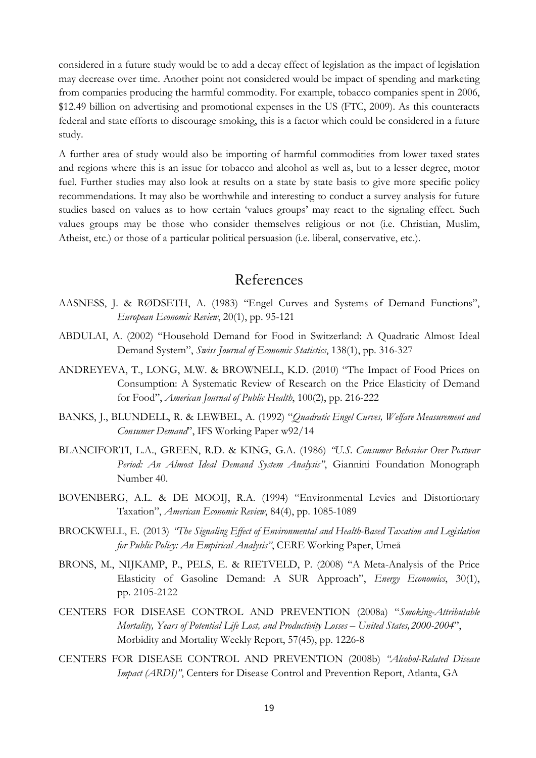considered in a future study would be to add a decay effect of legislation as the impact of legislation may decrease over time. Another point not considered would be impact of spending and marketing from companies producing the harmful commodity. For example, tobacco companies spent in 2006, $12.49 billion on advertising and promotional expenses in the US (FTC, 2009). As this counteracts federal and state efforts to discourage smoking, this is a factor which could be considered in a future study.

A further area of study would also be importing of harmful commodities from lower taxed states and regions where this is an issue for tobacco and alcohol as well as, but to a lesser degree, motor fuel. Further studies may also look at results on a state by state basis to give more specific policy recommendations. It may also be worthwhile and interesting to conduct a survey analysis for future studies based on values as to how certain 'values groups' may react to the signaling effect. Such values groups may be those who consider themselves religious or not (i.e. Christian, Muslim, Atheist, etc.) or those of a particular political persuasion (i.e. liberal, conservative, etc.).

# References

AASNESS, J. & RØDSETH, A. (1983) "Engel Curves and Systems of Demand Functions", *European Economic Review*, 20(1), pp. 95-121

ABDULAI, A. (2002) "Household Demand for Food in Switzerland: A Quadratic Almost Ideal Demand System", *Swiss Journal of Economic Statistics*, 138(1), pp. 316-327

ANDREYEVA, T., LONG, M.W. & BROWNELL, K.D. (2010) "The Impact of Food Prices on Consumption: A Systematic Review of Research on the Price Elasticity of Demand for Food", *American Journal of Public Health*, 100(2), pp. 216-222

BANKS, J., BLUNDELL, R. & LEWBEL, A. (1992) "*Quadratic Engel Curves, Welfare Measurement and Consumer Demand*", IFS Working Paper w92/14

BLANCIFORTI, L.A., GREEN, R.D. & KING, G.A. (1986) *"U.S. Consumer Behavior Over Postwar Period: An Almost Ideal Demand System Analysis"*, Giannini Foundation Monograph Number 40.

BOVENBERG, A.L. & DE MOOIJ, R.A. (1994) "Environmental Levies and Distortionary Taxation", *American Economic Review*, 84(4), pp. 1085-1089

BROCKWELL, E. (2013) *"The Signaling Effect of Environmental and Health-Based Taxation and Legislation for Public Policy: An Empirical Analysis"*, CERE Working Paper, Umeå

BRONS, M., NIJKAMP, P., PELS, E. & RIETVELD, P. (2008) "A Meta-Analysis of the Price Elasticity of Gasoline Demand: A SUR Approach", *Energy Economics*, 30(1), pp. 2105-2122

CENTERS FOR DISEASE CONTROL AND PREVENTION (2008a) "*Smoking-Attributable Mortality, Years of Potential Life Lost, and Productivity Losses – United States, 2000-2004*", Morbidity and Mortality Weekly Report, 57(45), pp. 1226-8

CENTERS FOR DISEASE CONTROL AND PREVENTION (2008b) *"Alcohol-Related Disease Impact (ARDI)"*, Centers for Disease Control and Prevention Report, Atlanta, GA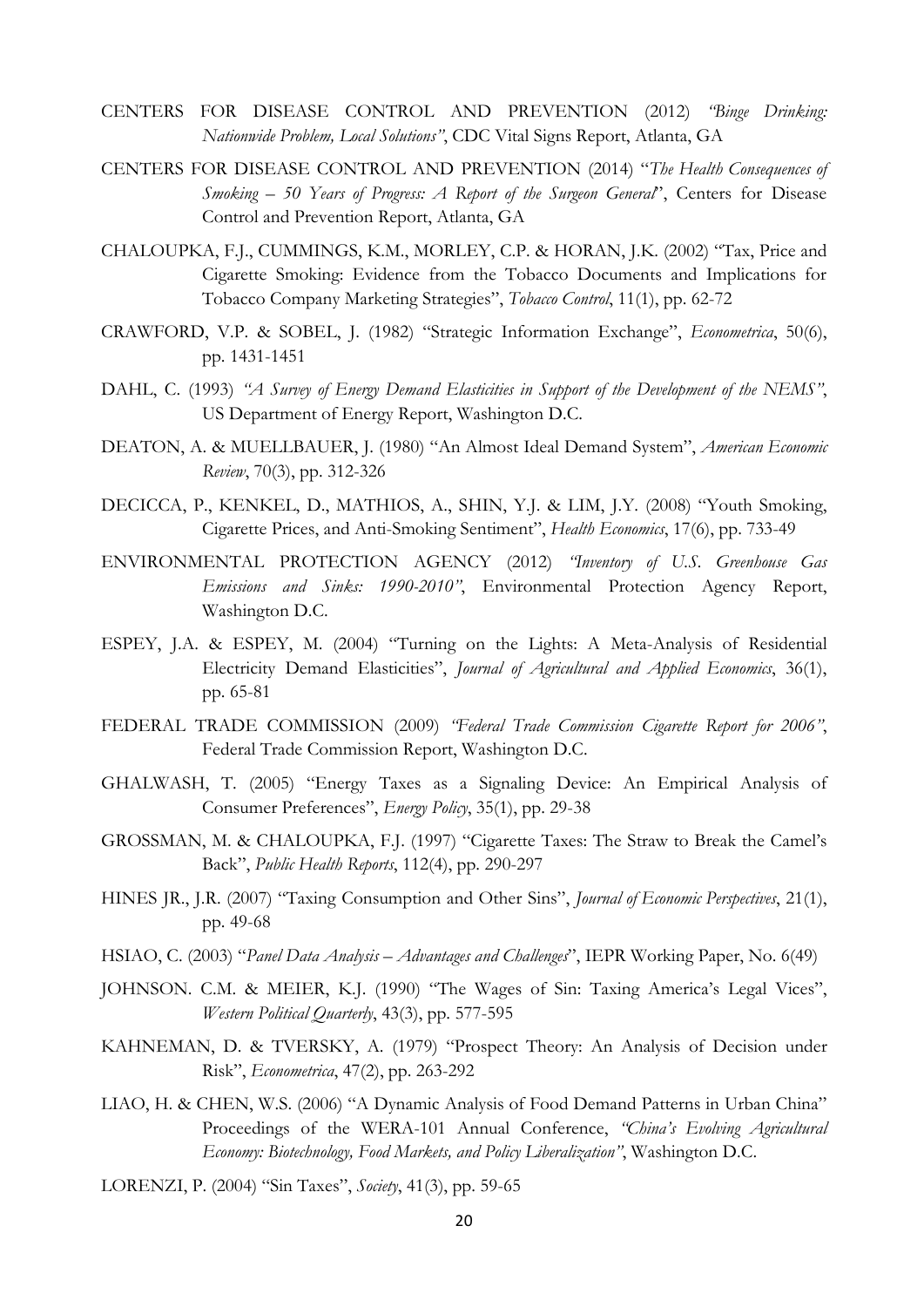CENTERS FOR DISEASE CONTROL AND PREVENTION (2012) *"Binge Drinking: Nationwide Problem, Local Solutions"*, CDC Vital Signs Report, Atlanta, GA

CENTERS FOR DISEASE CONTROL AND PREVENTION (2014) "*The Health Consequences of Smoking – 50 Years of Progress: A Report of the Surgeon General*", Centers for Disease Control and Prevention Report, Atlanta, GA

CHALOUPKA, F.J., CUMMINGS, K.M., MORLEY, C.P. & HORAN, J.K. (2002) "Tax, Price and Cigarette Smoking: Evidence from the Tobacco Documents and Implications for Tobacco Company Marketing Strategies", *Tobacco Control*, 11(1), pp. 62-72

CRAWFORD, V.P. & SOBEL, J. (1982) "Strategic Information Exchange", *Econometrica*, 50(6), pp. 1431-1451

DAHL, C. (1993) *"A Survey of Energy Demand Elasticities in Support of the Development of the NEMS"*, US Department of Energy Report, Washington D.C.

DEATON, A. & MUELLBAUER, J. (1980) "An Almost Ideal Demand System", *American Economic Review*, 70(3), pp. 312-326

DECICCA, P., KENKEL, D., MATHIOS, A., SHIN, Y.J. & LIM, J.Y. (2008) "Youth Smoking, Cigarette Prices, and Anti-Smoking Sentiment", *Health Economics*, 17(6), pp. 733-49

ENVIRONMENTAL PROTECTION AGENCY (2012) *"Inventory of U.S. Greenhouse Gas Emissions and Sinks: 1990-2010"*, Environmental Protection Agency Report, Washington D.C.

ESPEY, J.A. & ESPEY, M. (2004) "Turning on the Lights: A Meta-Analysis of Residential Electricity Demand Elasticities", *Journal of Agricultural and Applied Economics*, 36(1), pp. 65-81

FEDERAL TRADE COMMISSION (2009) *"Federal Trade Commission Cigarette Report for 2006"*, Federal Trade Commission Report, Washington D.C.

GHALWASH, T. (2005) "Energy Taxes as a Signaling Device: An Empirical Analysis of Consumer Preferences", *Energy Policy*, 35(1), pp. 29-38

GROSSMAN, M. & CHALOUPKA, F.J. (1997) "Cigarette Taxes: The Straw to Break the Camel's Back", *Public Health Reports*, 112(4), pp. 290-297

HINES JR., J.R. (2007) "Taxing Consumption and Other Sins", *Journal of Economic Perspectives*, 21(1), pp. 49-68

HSIAO, C. (2003) "*Panel Data Analysis – Advantages and Challenges*", IEPR Working Paper, No. 6(49)

JOHNSON. C.M. & MEIER, K.J. (1990) "The Wages of Sin: Taxing America's Legal Vices", *Western Political Quarterly*, 43(3), pp. 577-595

KAHNEMAN, D. & TVERSKY, A. (1979) "Prospect Theory: An Analysis of Decision under Risk", *Econometrica*, 47(2), pp. 263-292

LIAO, H. & CHEN, W.S. (2006) "A Dynamic Analysis of Food Demand Patterns in Urban China" Proceedings of the WERA-101 Annual Conference, *"China's Evolving Agricultural Economy: Biotechnology, Food Markets, and Policy Liberalization"*, Washington D.C.

LORENZI, P. (2004) "Sin Taxes", *Society*, 41(3), pp. 59-65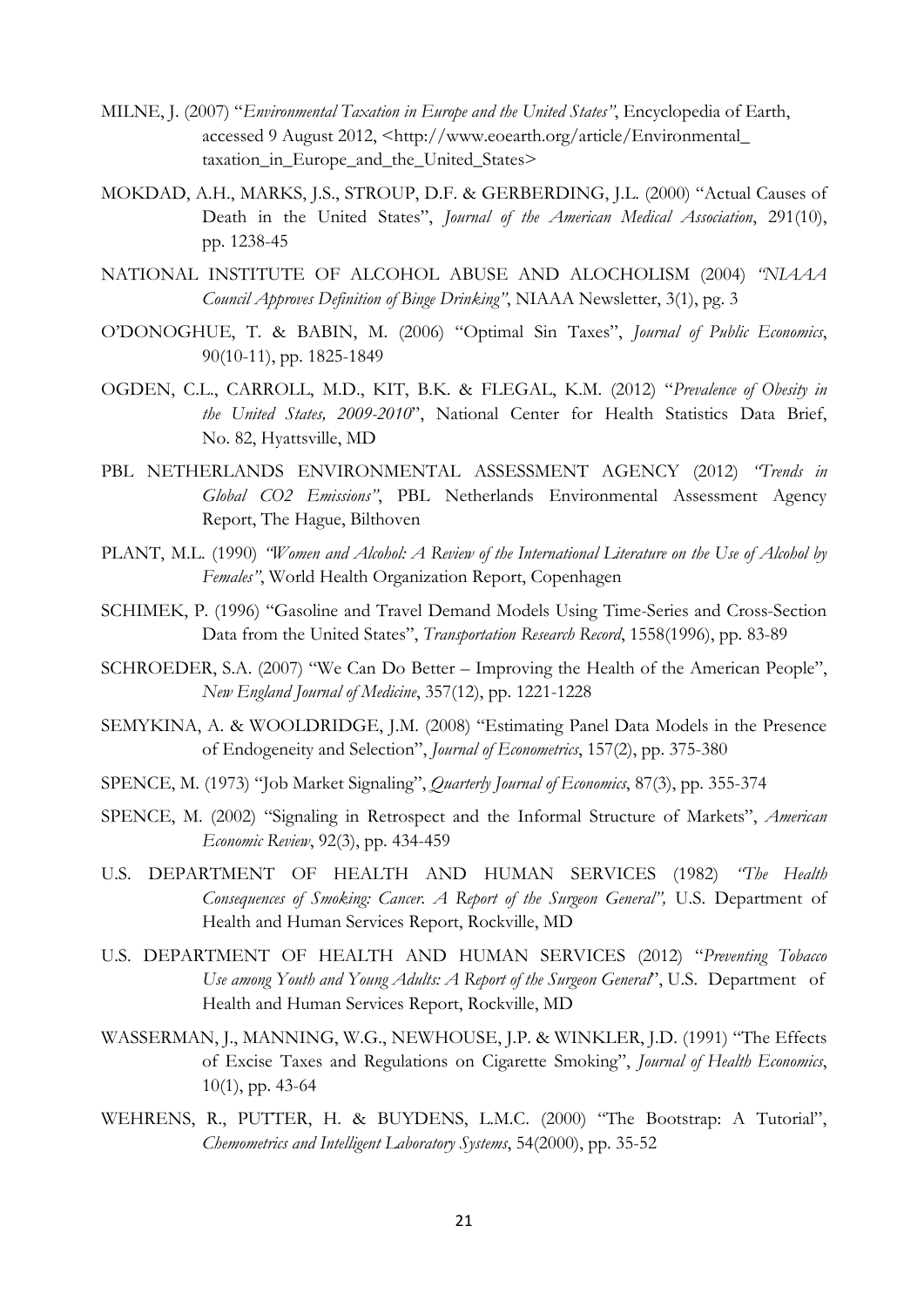MILNE, J. (2007) "*Environmental Taxation in Europe and the United States"*, Encyclopedia of Earth, accessed 9 August 2012, <http://www.eoearth.org/article/Environmental_taxation_in_Europe_and_the_United_States>

MOKDAD, A.H., MARKS, J.S., STROUP, D.F. & GERBERDING, J.L. (2000) "Actual Causes of Death in the United States", *Journal of the American Medical Association*, 291(10), pp. 1238-45

NATIONAL INSTITUTE OF ALCOHOL ABUSE AND ALOCHOLISM (2004) *"NIAAA Council Approves Definition of Binge Drinking"*, NIAAA Newsletter, 3(1), pg. 3

O'DONOGHUE, T. & BABIN, M. (2006) "Optimal Sin Taxes", *Journal of Public Economics*, 90(10-11), pp. 1825-1849

OGDEN, C.L., CARROLL, M.D., KIT, B.K. & FLEGAL, K.M. (2012) "*Prevalence of Obesity in the United States, 2009-2010*", National Center for Health Statistics Data Brief, No. 82, Hyattsville, MD

PBL NETHERLANDS ENVIRONMENTAL ASSESSMENT AGENCY (2012) *"Trends in Global CO2 Emissions"*, PBL Netherlands Environmental Assessment Agency Report, The Hague, Bilthoven

PLANT, M.L. (1990) *"Women and Alcohol: A Review of the International Literature on the Use of Alcohol by Females"*, World Health Organization Report, Copenhagen

SCHIMEK, P. (1996) "Gasoline and Travel Demand Models Using Time-Series and Cross-Section Data from the United States", *Transportation Research Record*, 1558(1996), pp. 83-89

SCHROEDER, S.A. (2007) "We Can Do Better – Improving the Health of the American People", *New England Journal of Medicine*, 357(12), pp. 1221-1228

SEMYKINA, A. & WOOLDRIDGE, J.M. (2008) "Estimating Panel Data Models in the Presence of Endogeneity and Selection", *Journal of Econometrics*, 157(2), pp. 375-380

SPENCE, M. (1973) "Job Market Signaling", *Quarterly Journal of Economics*, 87(3), pp. 355-374

SPENCE, M. (2002) "Signaling in Retrospect and the Informal Structure of Markets", *American Economic Review*, 92(3), pp. 434-459

U.S. DEPARTMENT OF HEALTH AND HUMAN SERVICES (1982) *"The Health Consequences of Smoking: Cancer. A Report of the Surgeon General",* U.S. Department of Health and Human Services Report, Rockville, MD

U.S. DEPARTMENT OF HEALTH AND HUMAN SERVICES (2012) "*Preventing Tobacco Use among Youth and Young Adults: A Report of the Surgeon General*", U.S. Department of Health and Human Services Report, Rockville, MD

WASSERMAN, J., MANNING, W.G., NEWHOUSE, J.P. & WINKLER, J.D. (1991) "The Effects of Excise Taxes and Regulations on Cigarette Smoking", *Journal of Health Economics*, 10(1), pp. 43-64

WEHRENS, R., PUTTER, H. & BUYDENS, L.M.C. (2000) "The Bootstrap: A Tutorial", *Chemometrics and Intelligent Laboratory Systems*, 54(2000), pp. 35-52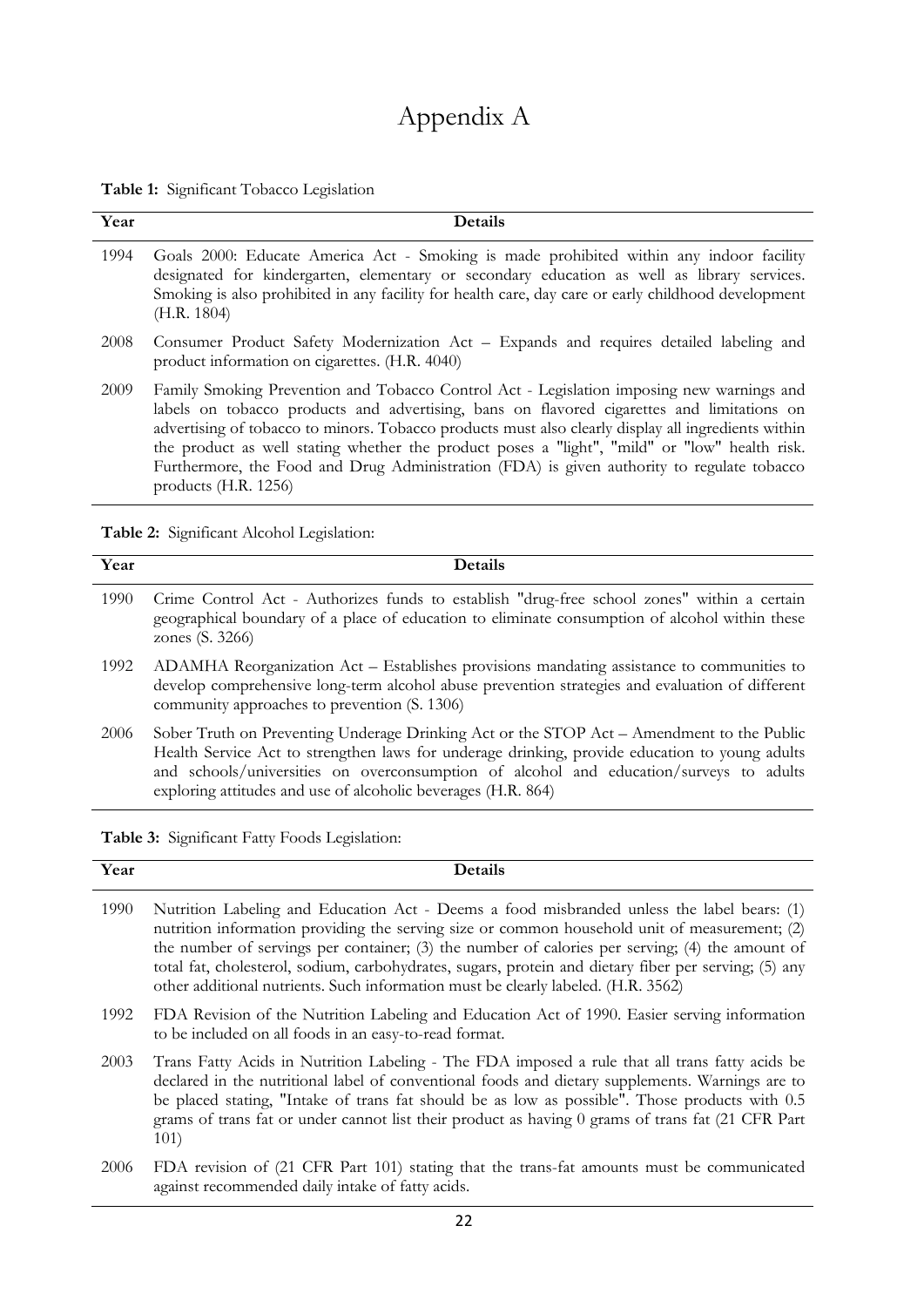# Appendix A

**Table 1:** Significant Tobacco Legislation

| Year | Details |
|---|---|
| 1994 | Goals 2000: Educate America Act - Smoking is made prohibited within any indoor facility designated for kindergarten, elementary or secondary education as well as library services. Smoking is also prohibited in any facility for health care, day care or early childhood development (H.R. 1804) |
| 2008 | Consumer Product Safety Modernization Act – Expands and requires detailed labeling and product information on cigarettes. (H.R. 4040) |
| 2009 | Family Smoking Prevention and Tobacco Control Act - Legislation imposing new warnings and labels on tobacco products and advertising, bans on flavored cigarettes and limitations on advertising of tobacco to minors. Tobacco products must also clearly display all ingredients within the product as well stating whether the product poses a "light", "mild" or "low" health risk. Furthermore, the Food and Drug Administration (FDA) is given authority to regulate tobacco products (H.R. 1256) |

**Table 2:** Significant Alcohol Legislation:

| Year | Details |
|---|---|
| 1990 | Crime Control Act - Authorizes funds to establish "drug-free school zones" within a certain geographical boundary of a place of education to eliminate consumption of alcohol within these zones (S. 3266) |
| 1992 | ADAMHA Reorganization Act – Establishes provisions mandating assistance to communities to develop comprehensive long-term alcohol abuse prevention strategies and evaluation of different community approaches to prevention (S. 1306) |
| 2006 | Sober Truth on Preventing Underage Drinking Act or the STOP Act – Amendment to the Public Health Service Act to strengthen laws for underage drinking, provide education to young adults and schools/universities on overconsumption of alcohol and education/surveys to adults exploring attitudes and use of alcoholic beverages (H.R. 864) |

**Table 3:** Significant Fatty Foods Legislation:

| Year | Details |
|---|---|
| 1990 | Nutrition Labeling and Education Act - Deems a food misbranded unless the label bears: (1) nutrition information providing the serving size or common household unit of measurement; (2) the number of servings per container; (3) the number of calories per serving; (4) the amount of total fat, cholesterol, sodium, carbohydrates, sugars, protein and dietary fiber per serving; (5) any other additional nutrients. Such information must be clearly labeled. (H.R. 3562) |
| 1992 | FDA Revision of the Nutrition Labeling and Education Act of 1990. Easier serving information to be included on all foods in an easy-to-read format. |
| 2003 | Trans Fatty Acids in Nutrition Labeling - The FDA imposed a rule that all trans fatty acids be declared in the nutritional label of conventional foods and dietary supplements. Warnings are to be placed stating, "Intake of trans fat should be as low as possible". Those products with 0.5 grams of trans fat or under cannot list their product as having 0 grams of trans fat (21 CFR Part 101) |
| 2006 | FDA revision of (21 CFR Part 101) stating that the trans-fat amounts must be communicated against recommended daily intake of fatty acids. |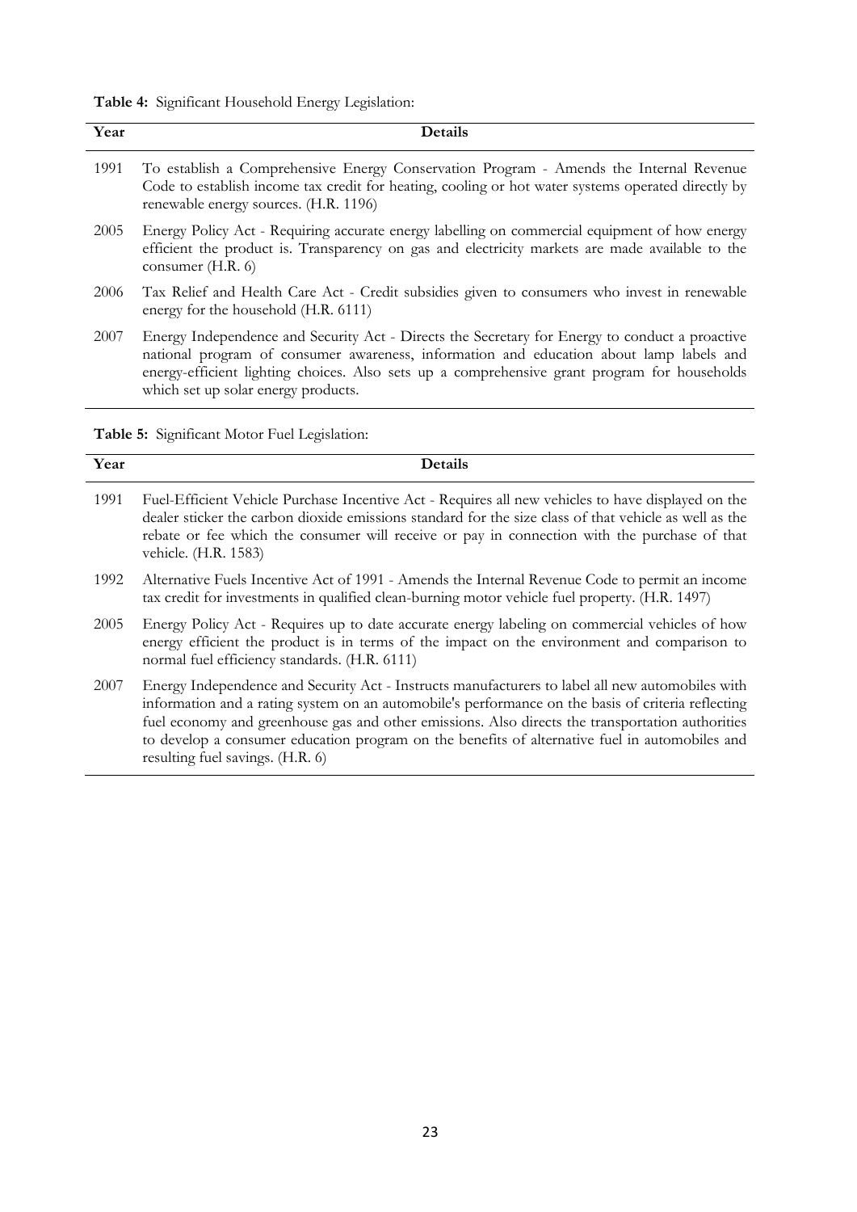**Table 4:** Significant Household Energy Legislation:

| Year | Details |
|---|---|
| 1991 | To establish a Comprehensive Energy Conservation Program - Amends the Internal Revenue Code to establish income tax credit for heating, cooling or hot water systems operated directly by renewable energy sources. (H.R. 1196) |
| 2005 | Energy Policy Act - Requiring accurate energy labelling on commercial equipment of how energy efficient the product is. Transparency on gas and electricity markets are made available to the consumer (H.R. 6) |
| 2006 | Tax Relief and Health Care Act - Credit subsidies given to consumers who invest in renewable energy for the household (H.R. 6111) |
| 2007 | Energy Independence and Security Act - Directs the Secretary for Energy to conduct a proactive national program of consumer awareness, information and education about lamp labels and energy-efficient lighting choices. Also sets up a comprehensive grant program for households which set up solar energy products. |

**Table 5:** Significant Motor Fuel Legislation:

| Year | Details |
|---|---|
| 1991 | Fuel-Efficient Vehicle Purchase Incentive Act - Requires all new vehicles to have displayed on the dealer sticker the carbon dioxide emissions standard for the size class of that vehicle as well as the rebate or fee which the consumer will receive or pay in connection with the purchase of that vehicle. (H.R. 1583) |
| 1992 | Alternative Fuels Incentive Act of 1991 - Amends the Internal Revenue Code to permit an income tax credit for investments in qualified clean-burning motor vehicle fuel property. (H.R. 1497) |
| 2005 | Energy Policy Act - Requires up to date accurate energy labeling on commercial vehicles of how energy efficient the product is in terms of the impact on the environment and comparison to normal fuel efficiency standards. (H.R. 6111) |
| 2007 | Energy Independence and Security Act - Instructs manufacturers to label all new automobiles with information and a rating system on an automobile's performance on the basis of criteria reflecting fuel economy and greenhouse gas and other emissions. Also directs the transportation authorities to develop a consumer education program on the benefits of alternative fuel in automobiles and resulting fuel savings. (H.R. 6) |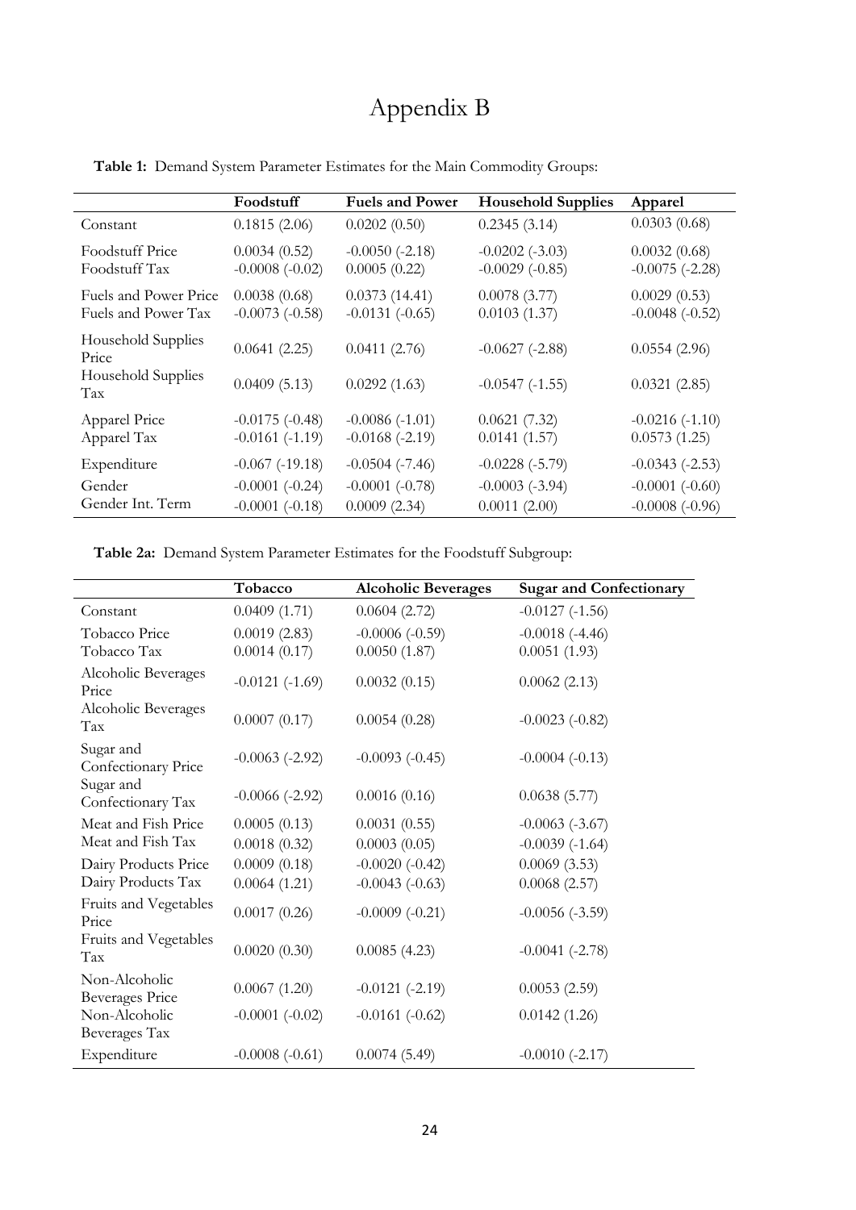# Appendix B

**Table 1:** Demand System Parameter Estimates for the Main Commodity Groups:

| | **Foodstuff** | **Fuels and Power** | **Household Supplies** | **Apparel** |
|---|---|---|---|---|
| Constant | 0.1815 (2.06) | 0.0202 (0.50) | 0.2345 (3.14) | 0.0303 (0.68) |
| Foodstuff Price | 0.0034 (0.52) | -0.0050 (-2.18) | -0.0202 (-3.03) | 0.0032 (0.68) |
| Foodstuff Tax | -0.0008 (-0.02) | 0.0005 (0.22) | -0.0029 (-0.85) | -0.0075 (-2.28) |
| Fuels and Power Price | 0.0038 (0.68) | 0.0373 (14.41) | 0.0078 (3.77) | 0.0029 (0.53) |
| Fuels and Power Tax | -0.0073 (-0.58) | -0.0131 (-0.65) | 0.0103 (1.37) | -0.0048 (-0.52) |
| Household Supplies Price | 0.0641 (2.25) | 0.0411 (2.76) | -0.0627 (-2.88) | 0.0554 (2.96) |
| Household Supplies Tax | 0.0409 (5.13) | 0.0292 (1.63) | -0.0547 (-1.55) | 0.0321 (2.85) |
| Apparel Price | -0.0175 (-0.48) | -0.0086 (-1.01) | 0.0621 (7.32) | -0.0216 (-1.10) |
| Apparel Tax | -0.0161 (-1.19) | -0.0168 (-2.19) | 0.0141 (1.57) | 0.0573 (1.25) |
| Expenditure | -0.067 (-19.18) | -0.0504 (-7.46) | -0.0228 (-5.79) | -0.0343 (-2.53) |
| Gender | -0.0001 (-0.24) | -0.0001 (-0.78) | -0.0003 (-3.94) | -0.0001 (-0.60) |
| Gender Int. Term | -0.0001 (-0.18) | 0.0009 (2.34) | 0.0011 (2.00) | -0.0008 (-0.96) |

**Table 2a:** Demand System Parameter Estimates for the Foodstuff Subgroup:

| | **Tobacco** | **Alcoholic Beverages** | **Sugar and Confectionary** |
|---|---|---|---|
| Constant | 0.0409 (1.71) | 0.0604 (2.72) | -0.0127 (-1.56) |
| Tobacco Price | 0.0019 (2.83) | -0.0006 (-0.59) | -0.0018 (-4.46) |
| Tobacco Tax | 0.0014 (0.17) | 0.0050 (1.87) | 0.0051 (1.93) |
| Alcoholic Beverages Price | -0.0121 (-1.69) | 0.0032 (0.15) | 0.0062 (2.13) |
| Alcoholic Beverages Tax | 0.0007 (0.17) | 0.0054 (0.28) | -0.0023 (-0.82) |
| Sugar and Confectionary Price | -0.0063 (-2.92) | -0.0093 (-0.45) | -0.0004 (-0.13) |
| Sugar and Confectionary Tax | -0.0066 (-2.92) | 0.0016 (0.16) | 0.0638 (5.77) |
| Meat and Fish Price | 0.0005 (0.13) | 0.0031 (0.55) | -0.0063 (-3.67) |
| Meat and Fish Tax | 0.0018 (0.32) | 0.0003 (0.05) | -0.0039 (-1.64) |
| Dairy Products Price | 0.0009 (0.18) | -0.0020 (-0.42) | 0.0069 (3.53) |
| Dairy Products Tax | 0.0064 (1.21) | -0.0043 (-0.63) | 0.0068 (2.57) |
| Fruits and Vegetables Price | 0.0017 (0.26) | -0.0009 (-0.21) | -0.0056 (-3.59) |
| Fruits and Vegetables Tax | 0.0020 (0.30) | 0.0085 (4.23) | -0.0041 (-2.78) |
| Non-Alcoholic Beverages Price | 0.0067 (1.20) | -0.0121 (-2.19) | 0.0053 (2.59) |
| Non-Alcoholic Beverages Tax | -0.0001 (-0.02) | -0.0161 (-0.62) | 0.0142 (1.26) |
| Expenditure | -0.0008 (-0.61) | 0.0074 (5.49) | -0.0010 (-2.17) |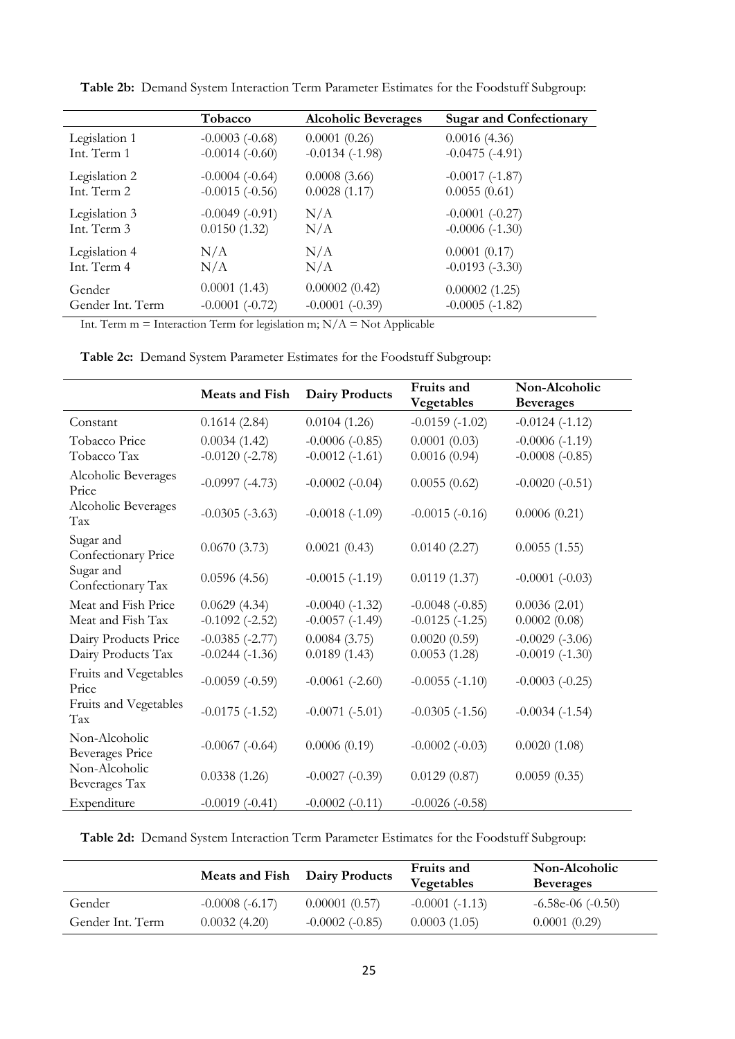**Table 2b:** Demand System Interaction Term Parameter Estimates for the Foodstuff Subgroup:

| | Tobacco | Alcoholic Beverages | Sugar and Confectionary |
|---|---|---|---|
| Legislation 1 | -0.0003 (-0.68) | 0.0001 (0.26) | 0.0016 (4.36) |
| Int. Term 1 | -0.0014 (-0.60) | -0.0134 (-1.98) | -0.0475 (-4.91) |
| Legislation 2 | -0.0004 (-0.64) | 0.0008 (3.66) | -0.0017 (-1.87) |
| Int. Term 2 | -0.0015 (-0.56) | 0.0028 (1.17) | 0.0055 (0.61) |
| Legislation 3 | -0.0049 (-0.91) | N/A | -0.0001 (-0.27) |
| Int. Term 3 | 0.0150 (1.32) | N/A | -0.0006 (-1.30) |
| Legislation 4 | N/A | N/A | 0.0001 (0.17) |
| Int. Term 4 | N/A | N/A | -0.0193 (-3.30) |
| Gender | 0.0001 (1.43) | 0.00002 (0.42) | 0.00002 (1.25) |
| Gender Int. Term | -0.0001 (-0.72) | -0.0001 (-0.39) | -0.0005 (-1.82) |

Int. Term m = Interaction Term for legislation m; N/A = Not Applicable

**Table 2c:** Demand System Parameter Estimates for the Foodstuff Subgroup:

| | Meats and Fish | Dairy Products | Fruits and Vegetables | Non-Alcoholic Beverages |
|---|---|---|---|---|
| Constant | 0.1614 (2.84) | 0.0104 (1.26) | -0.0159 (-1.02) | -0.0124 (-1.12) |
| Tobacco Price | 0.0034 (1.42) | -0.0006 (-0.85) | 0.0001 (0.03) | -0.0006 (-1.19) |
| Tobacco Tax | -0.0120 (-2.78) | -0.0012 (-1.61) | 0.0016 (0.94) | -0.0008 (-0.85) |
| Alcoholic Beverages Price | -0.0997 (-4.73) | -0.0002 (-0.04) | 0.0055 (0.62) | -0.0020 (-0.51) |
| Alcoholic Beverages Tax | -0.0305 (-3.63) | -0.0018 (-1.09) | -0.0015 (-0.16) | 0.0006 (0.21) |
| Sugar and Confectionary Price | 0.0670 (3.73) | 0.0021 (0.43) | 0.0140 (2.27) | 0.0055 (1.55) |
| Sugar and Confectionary Tax | 0.0596 (4.56) | -0.0015 (-1.19) | 0.0119 (1.37) | -0.0001 (-0.03) |
| Meat and Fish Price | 0.0629 (4.34) | -0.0040 (-1.32) | -0.0048 (-0.85) | 0.0036 (2.01) |
| Meat and Fish Tax | -0.1092 (-2.52) | -0.0057 (-1.49) | -0.0125 (-1.25) | 0.0002 (0.08) |
| Dairy Products Price | -0.0385 (-2.77) | 0.0084 (3.75) | 0.0020 (0.59) | -0.0029 (-3.06) |
| Dairy Products Tax | -0.0244 (-1.36) | 0.0189 (1.43) | 0.0053 (1.28) | -0.0019 (-1.30) |
| Fruits and Vegetables Price | -0.0059 (-0.59) | -0.0061 (-2.60) | -0.0055 (-1.10) | -0.0003 (-0.25) |
| Fruits and Vegetables Tax | -0.0175 (-1.52) | -0.0071 (-5.01) | -0.0305 (-1.56) | -0.0034 (-1.54) |
| Non-Alcoholic Beverages Price | -0.0067 (-0.64) | 0.0006 (0.19) | -0.0002 (-0.03) | 0.0020 (1.08) |
| Non-Alcoholic Beverages Tax | 0.0338 (1.26) | -0.0027 (-0.39) | 0.0129 (0.87) | 0.0059 (0.35) |
| Expenditure | -0.0019 (-0.41) | -0.0002 (-0.11) | -0.0026 (-0.58) | |

**Table 2d:** Demand System Interaction Term Parameter Estimates for the Foodstuff Subgroup:

| | Meats and Fish | Dairy Products | Fruits and Vegetables | Non-Alcoholic Beverages |
|---|---|---|---|---|
| Gender | -0.0008 (-6.17) | 0.00001 (0.57) | -0.0001 (-1.13) | -6.58e-06 (-0.50) |
| Gender Int. Term | 0.0032 (4.20) | -0.0002 (-0.85) | 0.0003 (1.05) | 0.0001 (0.29) |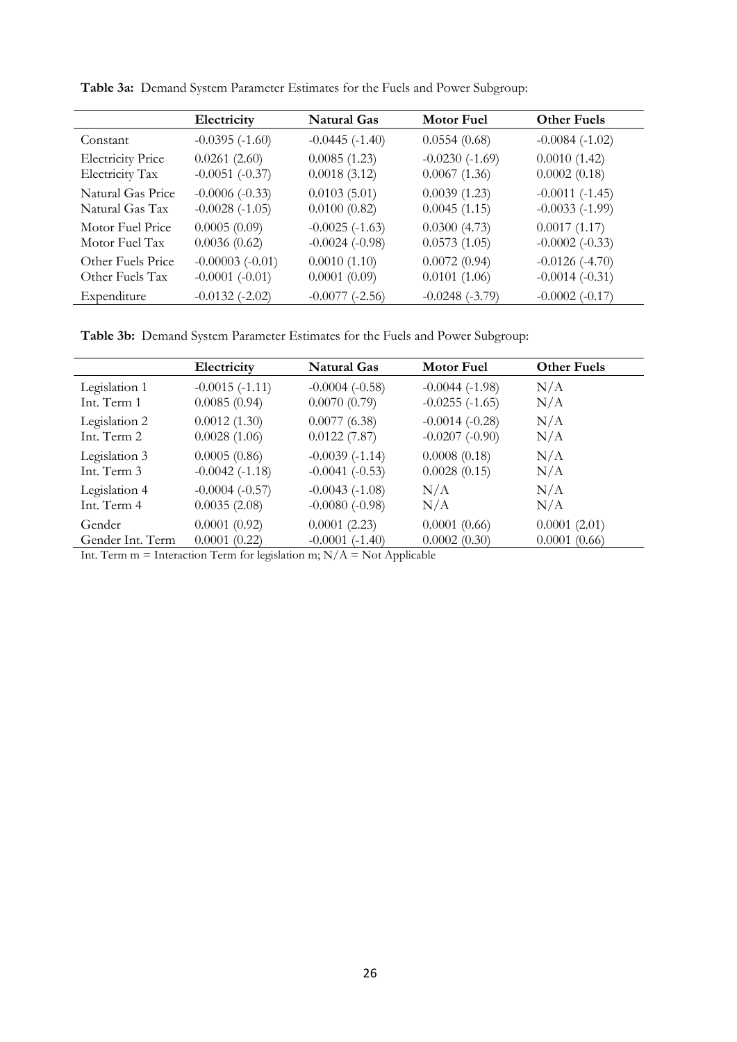**Table 3a:** Demand System Parameter Estimates for the Fuels and Power Subgroup:

| | Electricity | Natural Gas | Motor Fuel | Other Fuels |
|---|---|---|---|---|
| Constant | -0.0395 (-1.60) | -0.0445 (-1.40) | 0.0554 (0.68) | -0.0084 (-1.02) |
| Electricity Price | 0.0261 (2.60) | 0.0085 (1.23) | -0.0230 (-1.69) | 0.0010 (1.42) |
| Electricity Tax | -0.0051 (-0.37) | 0.0018 (3.12) | 0.0067 (1.36) | 0.0002 (0.18) |
| Natural Gas Price | -0.0006 (-0.33) | 0.0103 (5.01) | 0.0039 (1.23) | -0.0011 (-1.45) |
| Natural Gas Tax | -0.0028 (-1.05) | 0.0100 (0.82) | 0.0045 (1.15) | -0.0033 (-1.99) |
| Motor Fuel Price | 0.0005 (0.09) | -0.0025 (-1.63) | 0.0300 (4.73) | 0.0017 (1.17) |
| Motor Fuel Tax | 0.0036 (0.62) | -0.0024 (-0.98) | 0.0573 (1.05) | -0.0002 (-0.33) |
| Other Fuels Price | -0.00003 (-0.01) | 0.0010 (1.10) | 0.0072 (0.94) | -0.0126 (-4.70) |
| Other Fuels Tax | -0.0001 (-0.01) | 0.0001 (0.09) | 0.0101 (1.06) | -0.0014 (-0.31) |
| Expenditure | -0.0132 (-2.02) | -0.0077 (-2.56) | -0.0248 (-3.79) | -0.0002 (-0.17) |

**Table 3b:** Demand System Parameter Estimates for the Fuels and Power Subgroup:

| | Electricity | Natural Gas | Motor Fuel | Other Fuels |
|---|---|---|---|---|
| Legislation 1 | -0.0015 (-1.11) | -0.0004 (-0.58) | -0.0044 (-1.98) | N/A |
| Int. Term 1 | 0.0085 (0.94) | 0.0070 (0.79) | -0.0255 (-1.65) | N/A |
| Legislation 2 | 0.0012 (1.30) | 0.0077 (6.38) | -0.0014 (-0.28) | N/A |
| Int. Term 2 | 0.0028 (1.06) | 0.0122 (7.87) | -0.0207 (-0.90) | N/A |
| Legislation 3 | 0.0005 (0.86) | -0.0039 (-1.14) | 0.0008 (0.18) | N/A |
| Int. Term 3 | -0.0042 (-1.18) | -0.0041 (-0.53) | 0.0028 (0.15) | N/A |
| Legislation 4 | -0.0004 (-0.57) | -0.0043 (-1.08) | N/A | N/A |
| Int. Term 4 | 0.0035 (2.08) | -0.0080 (-0.98) | N/A | N/A |
| Gender | 0.0001 (0.92) | 0.0001 (2.23) | 0.0001 (0.66) | 0.0001 (2.01) |
| Gender Int. Term | 0.0001 (0.22) | -0.0001 (-1.40) | 0.0002 (0.30) | 0.0001 (0.66) |

Int. Term m = Interaction Term for legislation m; N/A = Not Applicable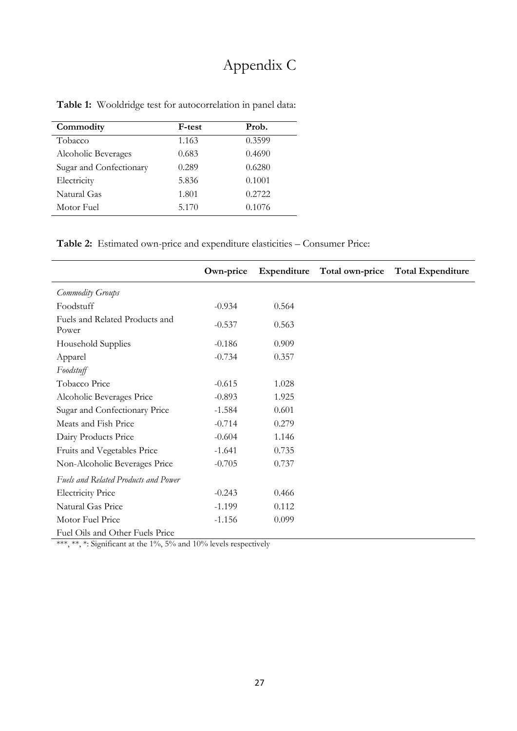# Appendix C

**Table 1:** Wooldridge test for autocorrelation in panel data:

| Commodity | F-test | Prob. |
|---|---|---|
| Tobacco | 1.163 | 0.3599 |
| Alcoholic Beverages | 0.683 | 0.4690 |
| Sugar and Confectionary | 0.289 | 0.6280 |
| Electricity | 5.836 | 0.1001 |
| Natural Gas | 1.801 | 0.2722 |
| Motor Fuel | 5.170 | 0.1076 |

**Table 2:** Estimated own-price and expenditure elasticities – Consumer Price:

| | Own-price | Expenditure | Total own-price | Total Expenditure |
|---|---|---|---|---|
| *Commodity Groups* | | | | |
| Foodstuff | -0.934 | 0.564 | | |
| Fuels and Related Products and Power | -0.537 | 0.563 | | |
| Household Supplies | -0.186 | 0.909 | | |
| Apparel | -0.734 | 0.357 | | |
| *Foodstuff* | | | | |
| Tobacco Price | -0.615 | 1.028 | | |
| Alcoholic Beverages Price | -0.893 | 1.925 | | |
| Sugar and Confectionary Price | -1.584 | 0.601 | | |
| Meats and Fish Price | -0.714 | 0.279 | | |
| Dairy Products Price | -0.604 | 1.146 | | |
| Fruits and Vegetables Price | -1.641 | 0.735 | | |
| Non-Alcoholic Beverages Price | -0.705 | 0.737 | | |
| *Fuels and Related Products and Power* | | | | |
| Electricity Price | -0.243 | 0.466 | | |
| Natural Gas Price | -1.199 | 0.112 | | |
| Motor Fuel Price | -1.156 | 0.099 | | |
| Fuel Oils and Other Fuels Price | | | | |

***, **, *: Significant at the 1%, 5% and 10% levels respectively